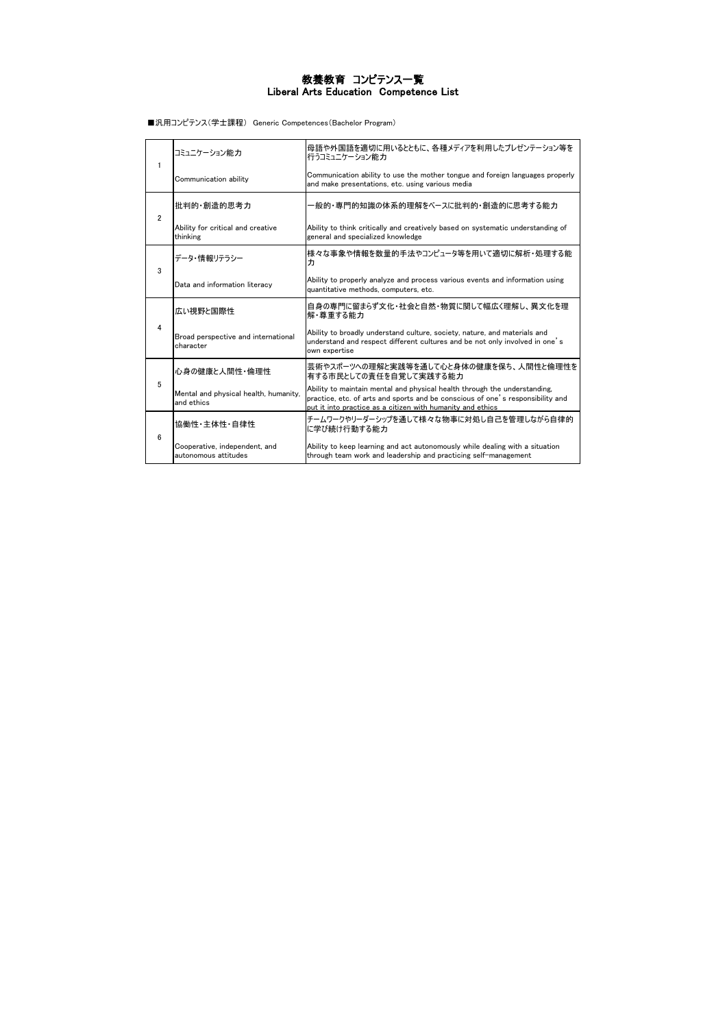# 教養教育 コンピテンス一覧
# Liberal Arts Education Competence List

■汎用コンピテンス(学士課程) Generic Competences(Bachelor Program)

| | | |
|---|---|---|
| 1 | コミュニケーション能力<br><br>Communication ability | 母語や外国語を適切に用いるとともに、各種メディアを利用したプレゼンテーション等を行うコミュニケーション能力<br><br>Communication ability to use the mother tongue and foreign languages properly and make presentations, etc. using various media |
| 2 | 批判的・創造的思考力<br><br>Ability for critical and creative thinking | 一般的・専門的知識の体系的理解をベースに批判的・創造的に思考する能力<br><br>Ability to think critically and creatively based on systematic understanding of general and specialized knowledge |
| 3 | データ・情報リテラシー<br><br>Data and information literacy | 様々な事象や情報を数量的手法やコンピュータ等を用いて適切に解析・処理する能力<br><br>Ability to properly analyze and process various events and information using quantitative methods, computers, etc. |
| 4 | 広い視野と国際性<br><br>Broad perspective and international character | 自身の専門に留まらず文化・社会と自然・物質に関して幅広く理解し、異文化を理解・尊重する能力<br><br>Ability to broadly understand culture, society, nature, and materials and understand and respect different cultures and be not only involved in one's own expertise |
| 5 | 心身の健康と人間性・倫理性<br><br>Mental and physical health, humanity, and ethics | 芸術やスポーツへの理解と実践等を通して心と身体の健康を保ち、人間性と倫理性を有する市民としての責任を自覚して実践する能力<br><br>Ability to maintain mental and physical health through the understanding, practice, etc. of arts and sports and be conscious of one's responsibility and put it into practice as a citizen with humanity and ethics |
| 6 | 協働性・主体性・自律性<br><br>Cooperative, independent, and autonomous attitudes | チームワークやリーダーシップを通して様々な物事に対処し自己を管理しながら自律的に学び続け行動する能力<br><br>Ability to keep learning and act autonomously while dealing with a situation through team work and leadership and practicing self-management |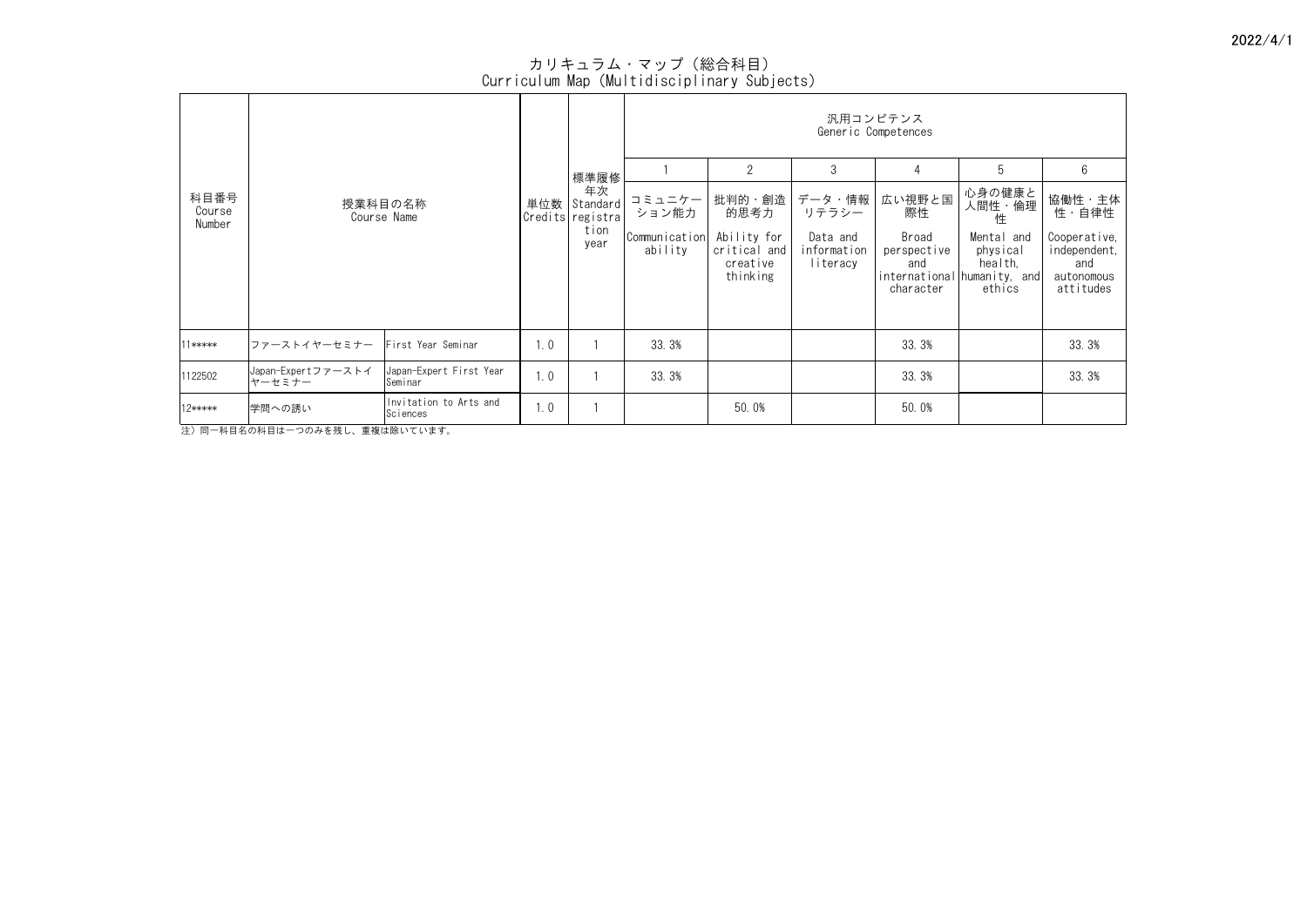# カリキュラム・マップ（総合科目）
Curriculum Map (Multidisciplinary Subjects)

| 科目番号 Course Number | 授業科目の名称 Course Name | | 単位数 Credits | 標準履修年次 Standard registration year | 汎用コンピテンス Generic Competences | | | | | |
|---|---|---|---|---|---|---|---|---|---|---|
| | | | | | 1 | 2 | 3 | 4 | 5 | 6 |
| | | | | | コミュニケーション能力 Communication ability | 批判的・創造的思考力 Ability for critical and creative thinking | データ・情報リテラシー Data and information literacy | 広い視野と国際性 Broad perspective and international character | 心身の健康と人間性・倫理性 Mental and physical health, humanity, and ethics | 協働性・主体性・自律性 Cooperative, independent, and autonomous attitudes |
| 11***** | ファーストイヤーセミナー | First Year Seminar | 1.0 | 1 | 33.3% | | | 33.3% | | 33.3% |
| 1122502 | Japan-Expertファーストイヤーセミナー | Japan-Expert First Year Seminar | 1.0 | 1 | 33.3% | | | 33.3% | | 33.3% |
| 12***** | 学問への誘い | Invitation to Arts and Sciences | 1.0 | 1 | | 50.0% | | 50.0% | | |

注）同一科目名の科目は一つのみを残し、重複は除いています。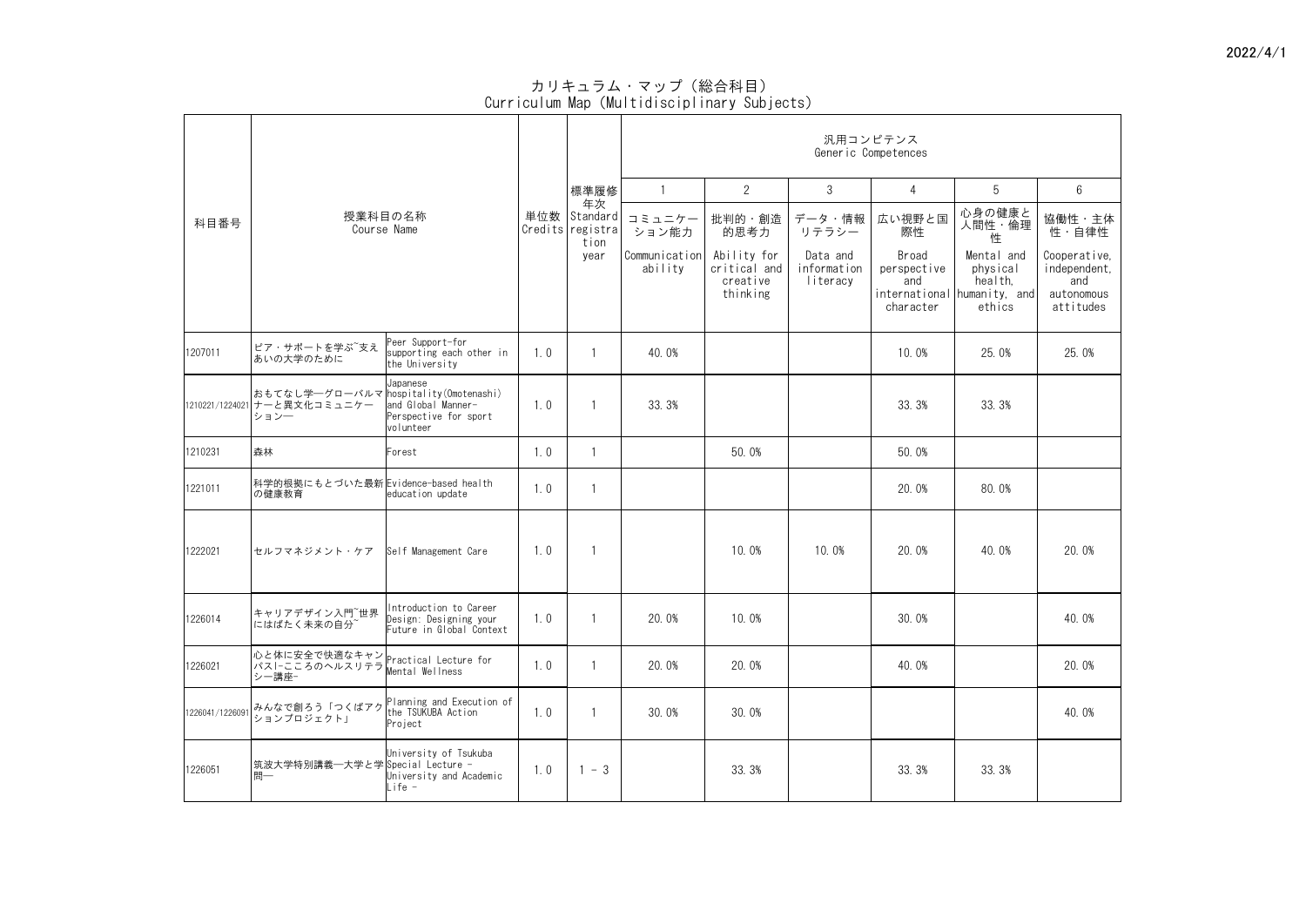2022/4/1

# カリキュラム・マップ（総合科目）
# Curriculum Map (Multidisciplinary Subjects)

| 科目番号 | 授業科目の名称 Course Name | | 単位数 Credits | 標準履修年次 Standard registration year | 汎用コンピテンス Generic Competences | | | | | |
|---|---|---|---|---|---|---|---|---|---|---|
| | | | | | 1 | 2 | 3 | 4 | 5 | 6 |
| | | | | | コミュニケーション能力 Communication ability | 批判的・創造的思考力 Ability for critical and creative thinking | データ・情報リテラシー Data and information literacy | 広い視野と国際性 Broad perspective and international character | 心身の健康と人間性・倫理性 Mental and physical health, humanity, and ethics | 協働性・主体性・自律性 Cooperative, independent, and autonomous attitudes |
| 1207011 | ピア・サポートを学ぶ~支えあいの大学のために | Peer Support-for supporting each other in the University | 1.0 | 1 | 40.0% | | | 10.0% | 25.0% | 25.0% |
| 1210221/1224021 | おもてなし学―グローバルマナーと異文化コミュニケーション― | Japanese hospitality(Omotenashi) and Global Manner-Perspective for sport volunteer | 1.0 | 1 | 33.3% | | | 33.3% | 33.3% | |
| 1210231 | 森林 | Forest | 1.0 | 1 | | 50.0% | | 50.0% | | |
| 1221011 | 科学的根拠にもとづいた最新の健康教育 | Evidence-based health education update | 1.0 | 1 | | | | 20.0% | 80.0% | |
| 1222021 | セルフマネジメント・ケア | Self Management Care | 1.0 | 1 | | 10.0% | 10.0% | 20.0% | 40.0% | 20.0% |
| 1226014 | キャリアデザイン入門~世界にはばたく未来の自分~ | Introduction to Career Design: Designing your Future in Global Context | 1.0 | 1 | 20.0% | 10.0% | | 30.0% | | 40.0% |
| 1226021 | 心と体に安全で快適なキャンパス-こころのヘルスリテラシー講座- | Practical Lecture for Mental Wellness | 1.0 | 1 | 20.0% | 20.0% | | 40.0% | | 20.0% |
| 1226041/1226091 | みんなで創ろう「つくばアクションプロジェクト」 | Planning and Execution of the TSUKUBA Action Project | 1.0 | 1 | 30.0% | 30.0% | | | | 40.0% |
| 1226051 | 筑波大学特別講義―大学と学問― | University of Tsukuba Special Lecture - University and Academic Life - | 1.0 | 1 - 3 | | 33.3% | | 33.3% | 33.3% | |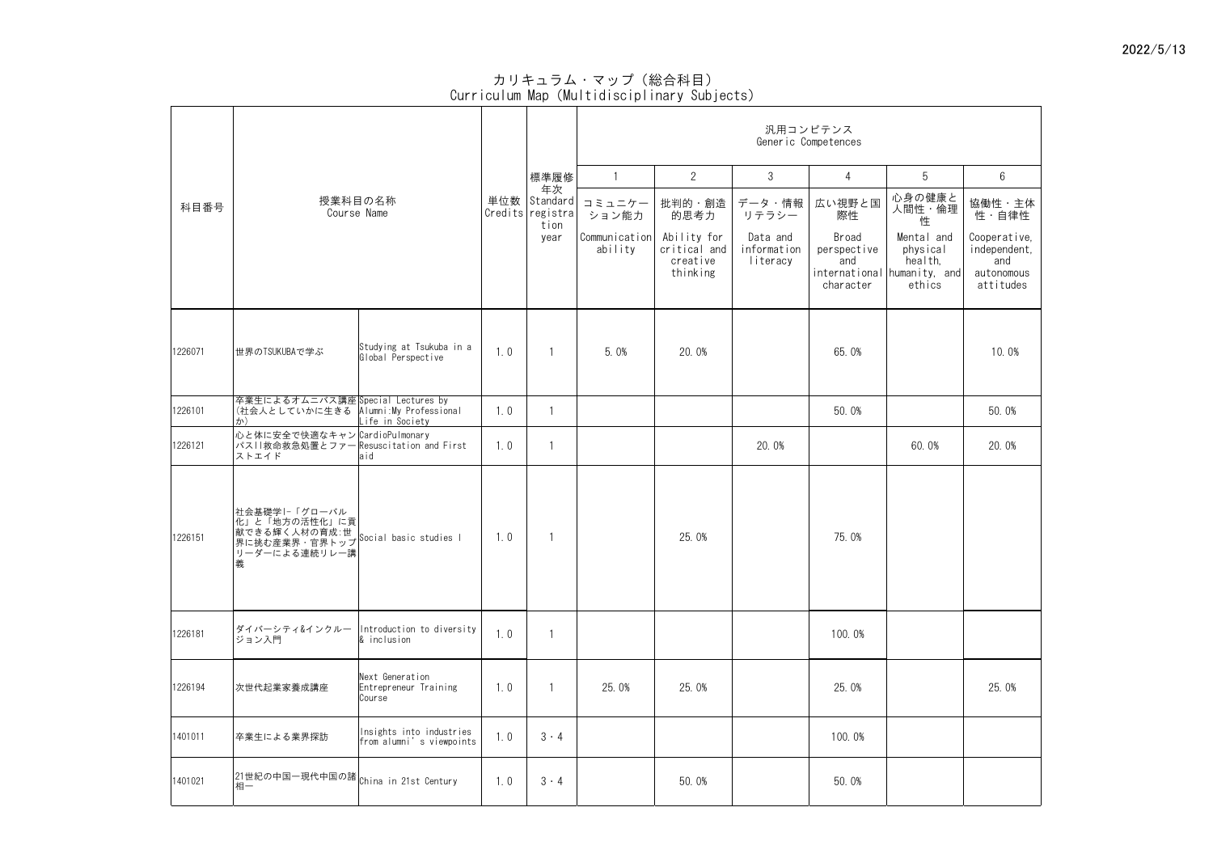2022/5/13

# カリキュラム・マップ（総合科目）
# Curriculum Map (Multidisciplinary Subjects)

| 科目番号 | 授業科目の名称 Course Name | | 単位数 Credits | 標準履修年次 Standard registration year | 汎用コンピテンス Generic Competences | | | | | |
|---|---|---|---|---|---|---|---|---|---|---|
| | | | | | 1 | 2 | 3 | 4 | 5 | 6 |
| | | | | | コミュニケーション能力 Communication ability | 批判的・創造的思考力 Ability for critical and creative thinking | データ・情報リテラシー Data and information literacy | 広い視野と国際性 Broad perspective and international character | 心身の健康と人間性・倫理性 Mental and physical health, humanity, and ethics | 協働性・主体性・自律性 Cooperative, independent, and autonomous attitudes |
| 1226071 | 世界のTSUKUBAで学ぶ | Studying at Tsukuba in a Global Perspective | 1.0 | 1 | 5.0% | 20.0% | | 65.0% | | 10.0% |
| 1226101 | 卒業生によるオムニバス講座(社会人としていかに生きるか) | Special Lectures by Alumni:My Professional Life in Society | 1.0 | 1 | | | | 50.0% | | 50.0% |
| 1226121 | 心と体に安全で快適なキャンパスII救命救急処置とファーストエイド | CardioPulmonary Resuscitation and First aid | 1.0 | 1 | | | 20.0% | | 60.0% | 20.0% |
| 1226151 | 社会基礎学I-「グローバル化」と「地方の活性化」に貢献できる輝く人材の育成:世界に挑む産業界・官界トップリーダーによる連続リレー講義 | Social basic studies I | 1.0 | 1 | | 25.0% | | 75.0% | | |
| 1226181 | ダイバーシティ&インクルージョン入門 | Introduction to diversity & inclusion | 1.0 | 1 | | | | 100.0% | | |
| 1226194 | 次世代起業家養成講座 | Next Generation Entrepreneur Training Course | 1.0 | 1 | 25.0% | 25.0% | | 25.0% | | 25.0% |
| 1401011 | 卒業生による業界探訪 | Insights into industries from alumni's viewpoints | 1.0 | 3・4 | | | | 100.0% | | |
| 1401021 | 21世紀の中国ー現代中国の諸相ー | China in 21st Century | 1.0 | 3・4 | | 50.0% | | 50.0% | | |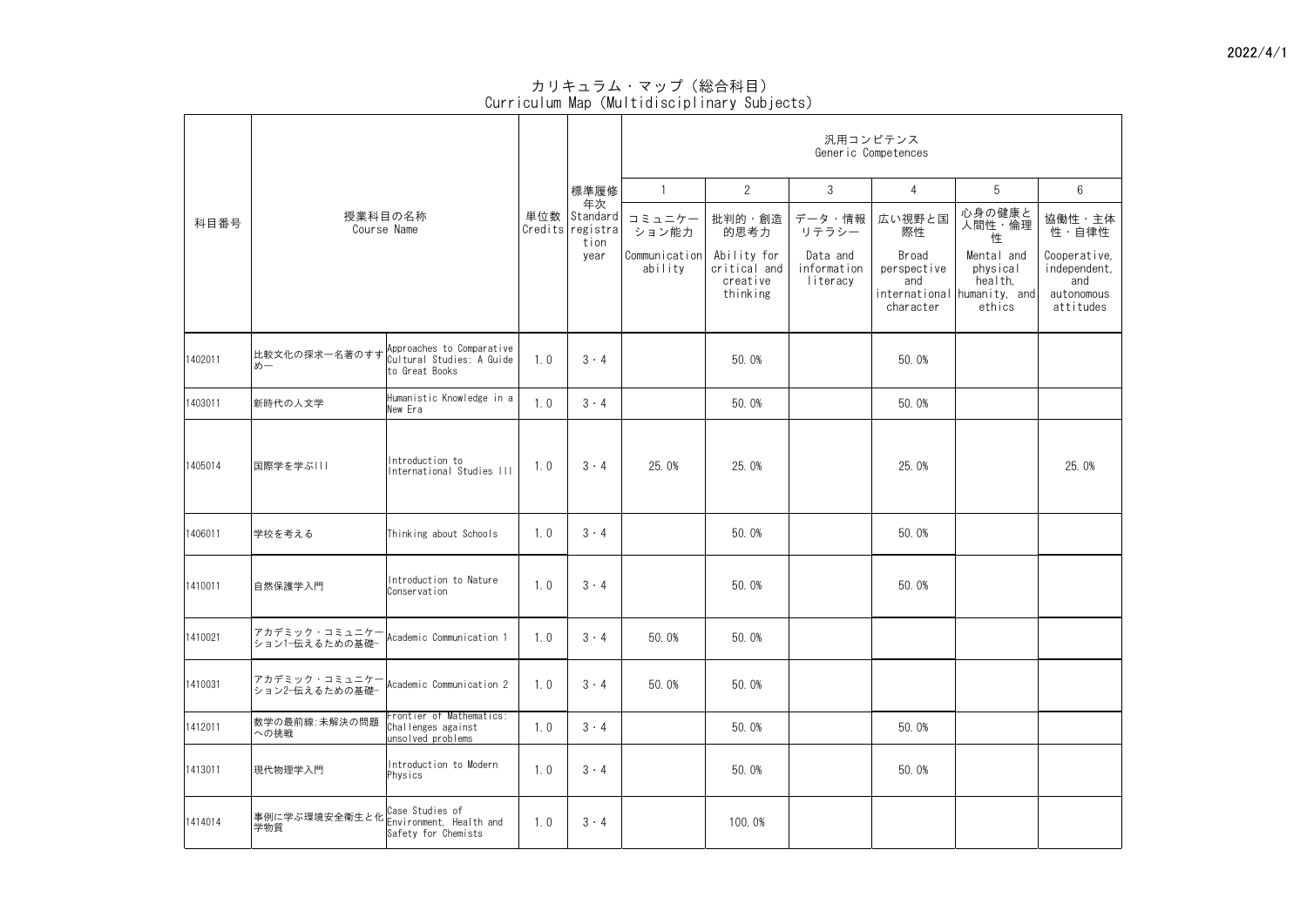2022/4/1

# カリキュラム・マップ（総合科目）
## Curriculum Map (Multidisciplinary Subjects)

| 科目番号 | 授業科目の名称 Course Name | | 単位数 Credits | 標準履修年次 Standard registration year | 汎用コンピテンス Generic Competences | | | | | |
|---|---|---|---|---|---|---|---|---|---|---|
| | | | | | 1 | 2 | 3 | 4 | 5 | 6 |
| | | | | | コミュニケーション能力 Communication ability | 批判的・創造的思考力 Ability for critical and creative thinking | データ・情報リテラシー Data and information literacy | 広い視野と国際性 Broad perspective and international character | 心身の健康と人間性・倫理性 Mental and physical health, humanity, and ethics | 協働性・主体性・自律性 Cooperative, independent, and autonomous attitudes |
| 1402011 | 比較文化の探求一名著のすすめ一 | Approaches to Comparative Cultural Studies: A Guide to Great Books | 1.0 | 3・4 | | 50.0% | | 50.0% | | |
| 1403011 | 新時代の人文学 | Humanistic Knowledge in a New Era | 1.0 | 3・4 | | 50.0% | | 50.0% | | |
| 1405014 | 国際学を学ぶIII | Introduction to International Studies III | 1.0 | 3・4 | 25.0% | 25.0% | | 25.0% | | 25.0% |
| 1406011 | 学校を考える | Thinking about Schools | 1.0 | 3・4 | | 50.0% | | 50.0% | | |
| 1410011 | 自然保護学入門 | Introduction to Nature Conservation | 1.0 | 3・4 | | 50.0% | | 50.0% | | |
| 1410021 | アカデミック・コミュニケーション1-伝えるための基礎- | Academic Communication 1 | 1.0 | 3・4 | 50.0% | 50.0% | | | | |
| 1410031 | アカデミック・コミュニケーション2-伝えるための基礎- | Academic Communication 2 | 1.0 | 3・4 | 50.0% | 50.0% | | | | |
| 1412011 | 数学の最前線:未解決の問題への挑戦 | Frontier of Mathematics: Challenges against unsolved problems | 1.0 | 3・4 | | 50.0% | | 50.0% | | |
| 1413011 | 現代物理学入門 | Introduction to Modern Physics | 1.0 | 3・4 | | 50.0% | | 50.0% | | |
| 1414014 | 事例に学ぶ環境安全衛生と化学物質 | Case Studies of Environment, Health and Safety for Chemists | 1.0 | 3・4 | | 100.0% | | | | |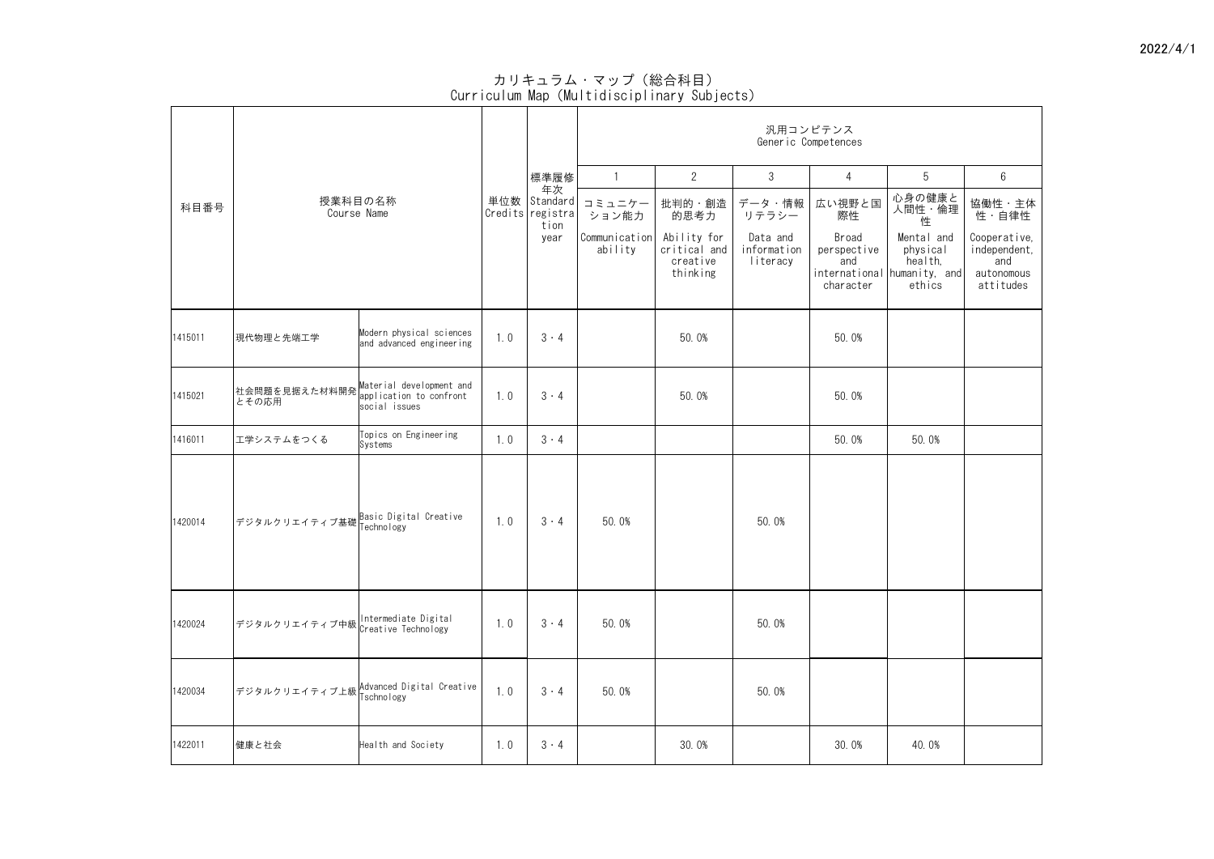2022/4/1

# カリキュラム・マップ（総合科目）
# Curriculum Map (Multidisciplinary Subjects)

| 科目番号 | 授業科目の名称 Course Name | | 単位数 Credits | 標準履修年次 Standard registration year | 汎用コンピテンス Generic Competences | | | | | |
|---|---|---|---|---|---|---|---|---|---|---|
| | | | | | 1 | 2 | 3 | 4 | 5 | 6 |
| | | | | | コミュニケーション能力 Communication ability | 批判的・創造的思考力 Ability for critical and creative thinking | データ・情報リテラシー Data and information literacy | 広い視野と国際性 Broad perspective and international character | 心身の健康と人間性・倫理性 Mental and physical health, humanity, and ethics | 協働性・主体性・自律性 Cooperative, independent, and autonomous attitudes |
| 1415011 | 現代物理と先端工学 | Modern physical sciences and advanced engineering | 1.0 | 3・4 | | 50.0% | | 50.0% | | |
| 1415021 | 社会問題を見据えた材料開発とその応用 | Material development and application to confront social issues | 1.0 | 3・4 | | 50.0% | | 50.0% | | |
| 1416011 | 工学システムをつくる | Topics on Engineering Systems | 1.0 | 3・4 | | | | 50.0% | 50.0% | |
| 1420014 | デジタルクリエイティブ基礎 | Basic Digital Creative Technology | 1.0 | 3・4 | 50.0% | | 50.0% | | | |
| 1420024 | デジタルクリエイティブ中級 | Intermediate Digital Creative Technology | 1.0 | 3・4 | 50.0% | | 50.0% | | | |
| 1420034 | デジタルクリエイティブ上級 | Advanced Digital Creative Tschnology | 1.0 | 3・4 | 50.0% | | 50.0% | | | |
| 1422011 | 健康と社会 | Health and Society | 1.0 | 3・4 | | 30.0% | | 30.0% | 40.0% | |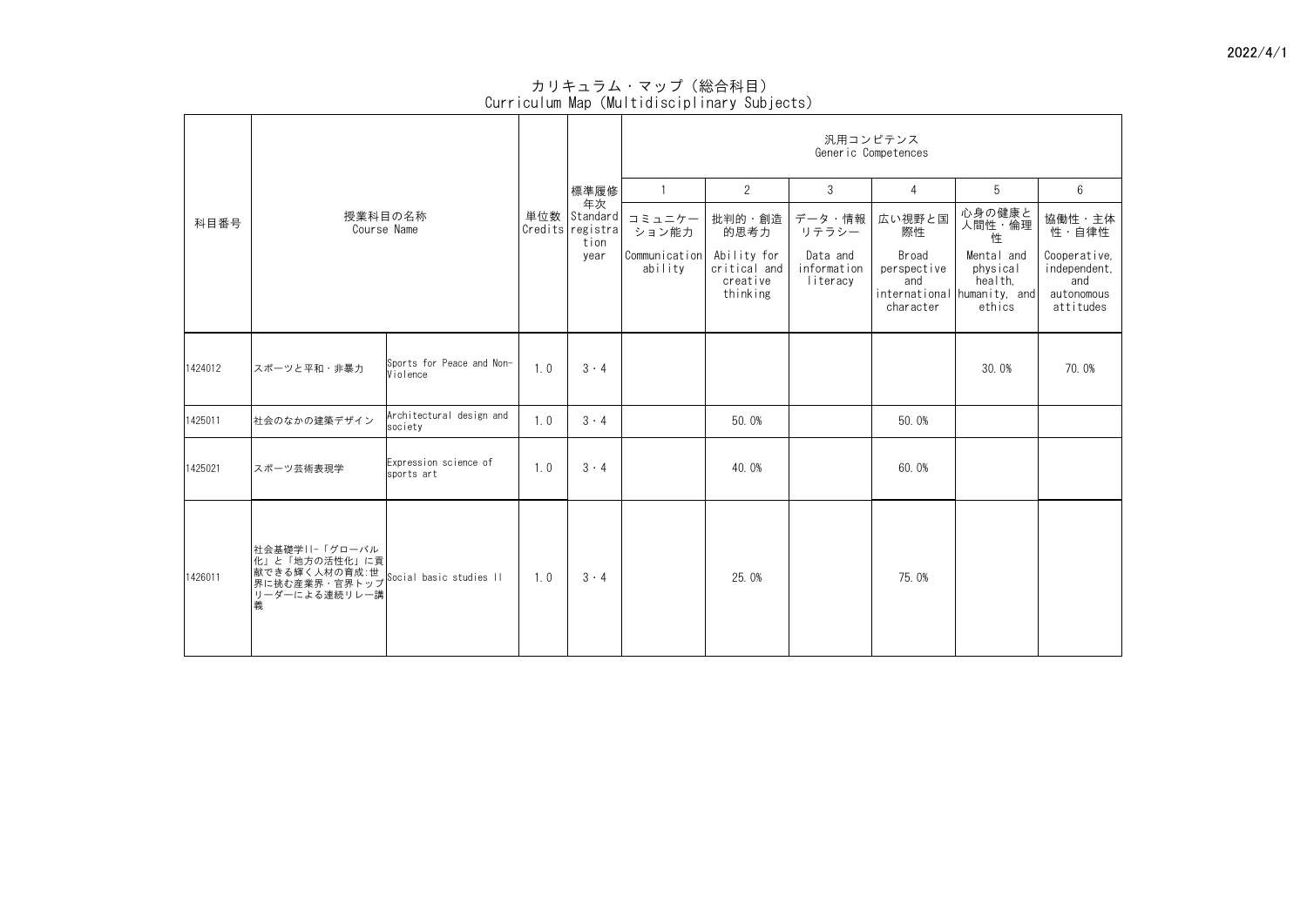2022/4/1

# カリキュラム・マップ（総合科目）
# Curriculum Map (Multidisciplinary Subjects)

| 科目番号 | 授業科目の名称 Course Name | | 単位数 Credits | 標準履修年次 Standard registration year | 汎用コンピテンス Generic Competences | | | | | |
|---|---|---|---|---|---|---|---|---|---|---|
| | | | | | 1 | 2 | 3 | 4 | 5 | 6 |
| | | | | | コミュニケーション能力 Communication ability | 批判的・創造的思考力 Ability for critical and creative thinking | データ・情報リテラシー Data and information literacy | 広い視野と国際性 Broad perspective and international character | 心身の健康と人間性・倫理性 Mental and physical health, humanity, and ethics | 協働性・主体性・自律性 Cooperative, independent, and autonomous attitudes |
| 1424012 | スポーツと平和・非暴力 | Sports for Peace and Non-Violence | 1.0 | 3・4 | | | | | 30.0% | 70.0% |
| 1425011 | 社会のなかの建築デザイン | Architectural design and society | 1.0 | 3・4 | | 50.0% | | 50.0% | | |
| 1425021 | スポーツ芸術表現学 | Expression science of sports art | 1.0 | 3・4 | | 40.0% | | 60.0% | | |
| 1426011 | 社会基礎学II-「グローバル化」と「地方の活性化」に貢献できる輝く人材の育成:世界に挑む産業界・官界トップリーダーによる連続リレー講義 | Social basic studies II | 1.0 | 3・4 | | 25.0% | | 75.0% | | |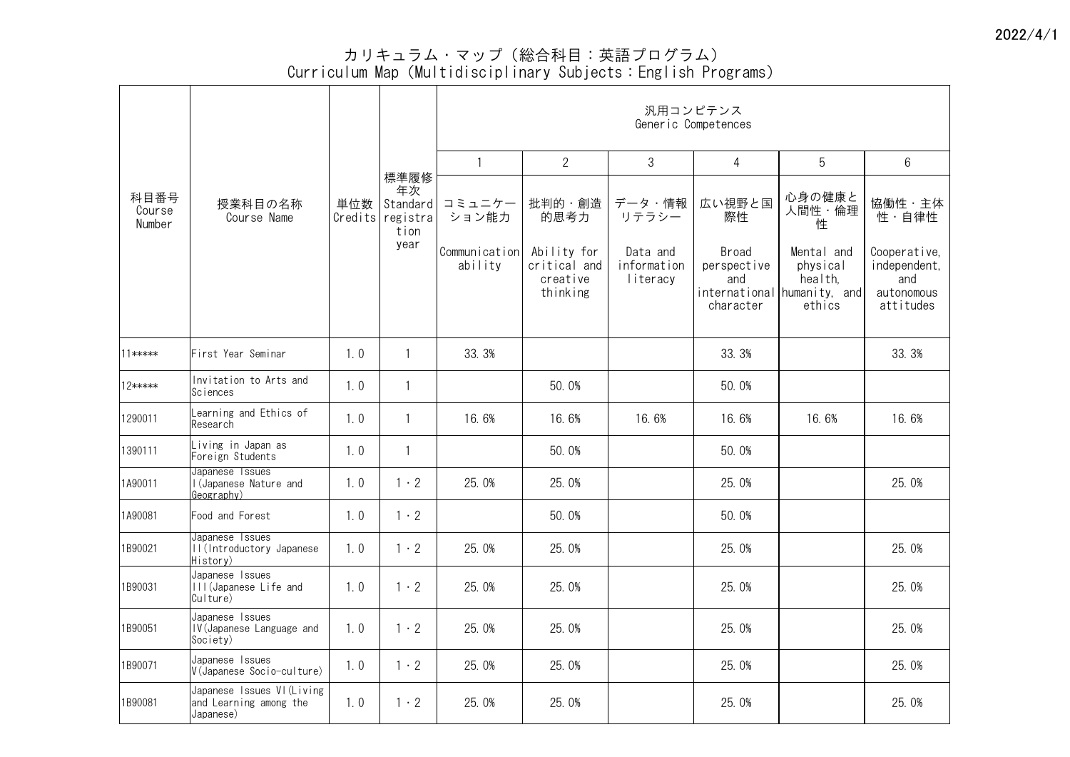2022/4/1

# カリキュラム・マップ（総合科目：英語プログラム）
# Curriculum Map (Multidisciplinary Subjects：English Programs)

| 科目番号 Course Number | 授業科目の名称 Course Name | 単位数 Credits | 標準履修年次 Standard registration year | 汎用コンピテンス Generic Competences | | | | | |
|---|---|---|---|---|---|---|---|---|---|
| | | | | 1 | 2 | 3 | 4 | 5 | 6 |
| | | | | コミュニケーション能力 Communication ability | 批判的・創造的思考力 Ability for critical and creative thinking | データ・情報リテラシー Data and information literacy | 広い視野と国際性 Broad perspective and international character | 心身の健康と人間性・倫理性 Mental and physical health, humanity, and ethics | 協働性・主体性・自律性 Cooperative, independent, and autonomous attitudes |
| 11***** | First Year Seminar | 1.0 | 1 | 33.3% | | | 33.3% | | 33.3% |
| 12***** | Invitation to Arts and Sciences | 1.0 | 1 | | 50.0% | | 50.0% | | |
| 1290011 | Learning and Ethics of Research | 1.0 | 1 | 16.6% | 16.6% | 16.6% | 16.6% | 16.6% | 16.6% |
| 1390111 | Living in Japan as Foreign Students | 1.0 | 1 | | 50.0% | | 50.0% | | |
| 1A90011 | Japanese Issues I(Japanese Nature and Geography) | 1.0 | 1・2 | 25.0% | 25.0% | | 25.0% | | 25.0% |
| 1A90081 | Food and Forest | 1.0 | 1・2 | | 50.0% | | 50.0% | | |
| 1B90021 | Japanese Issues II(Introductory Japanese History) | 1.0 | 1・2 | 25.0% | 25.0% | | 25.0% | | 25.0% |
| 1B90031 | Japanese Issues III(Japanese Life and Culture) | 1.0 | 1・2 | 25.0% | 25.0% | | 25.0% | | 25.0% |
| 1B90051 | Japanese Issues IV(Japanese Language and Society) | 1.0 | 1・2 | 25.0% | 25.0% | | 25.0% | | 25.0% |
| 1B90071 | Japanese Issues V(Japanese Socio-culture) | 1.0 | 1・2 | 25.0% | 25.0% | | 25.0% | | 25.0% |
| 1B90081 | Japanese Issues VI(Living and Learning among the Japanese) | 1.0 | 1・2 | 25.0% | 25.0% | | 25.0% | | 25.0% |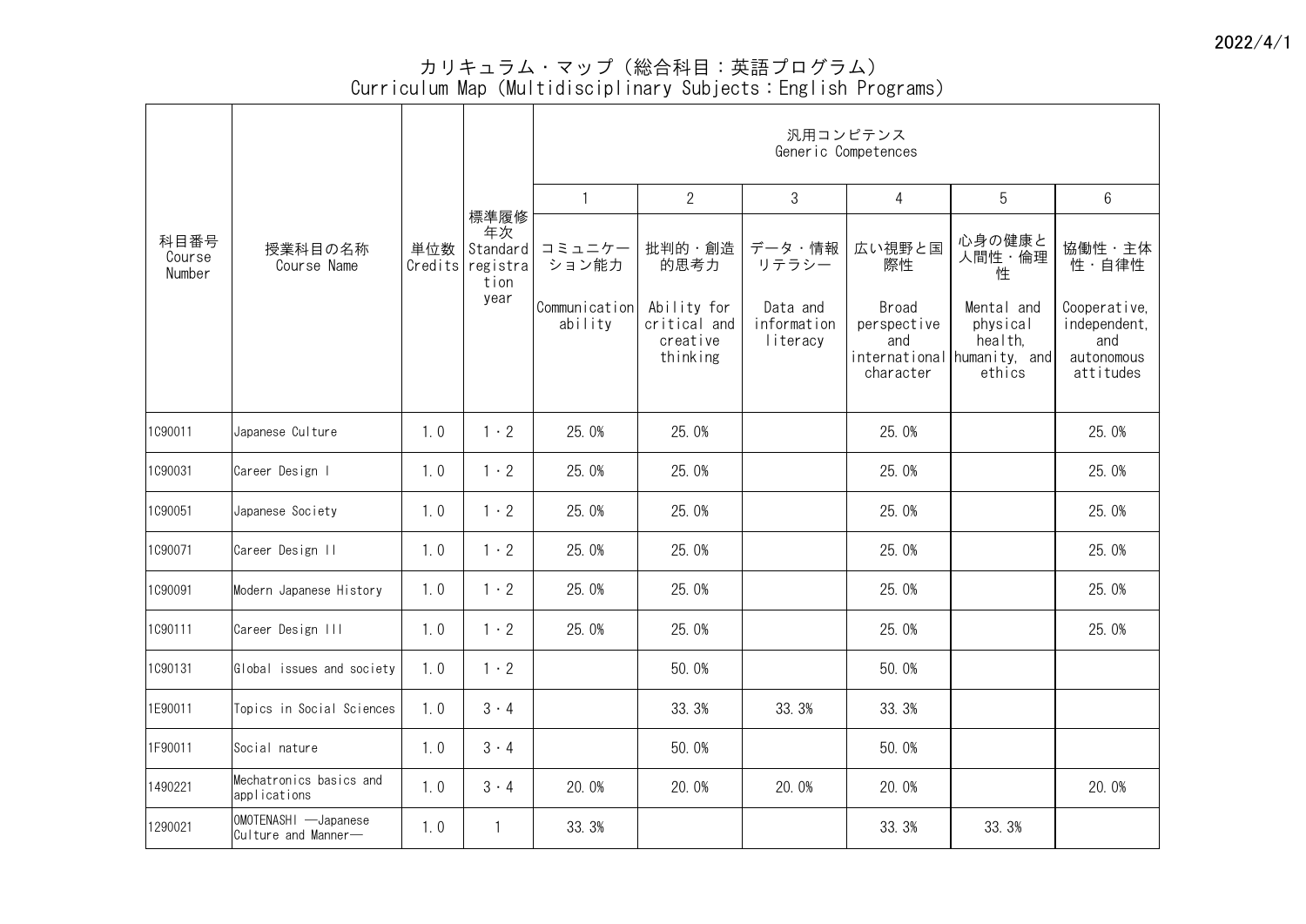2022/4/1

# カリキュラム・マップ（総合科目：英語プログラム）
# Curriculum Map (Multidisciplinary Subjects：English Programs)

| 科目番号 Course Number | 授業科目の名称 Course Name | 単位数 Credits | 標準履修年次 Standard registration year | 汎用コンピテンス Generic Competences | | | | | |
|---|---|---|---|---|---|---|---|---|---|
| | | | | 1 | 2 | 3 | 4 | 5 | 6 |
| | | | | コミュニケーション能力 Communication ability | 批判的・創造的思考力 Ability for critical and creative thinking | データ・情報リテラシー Data and information literacy | 広い視野と国際性 Broad perspective and international character | 心身の健康と人間性・倫理性 Mental and physical health, humanity, and ethics | 協働性・主体性・自律性 Cooperative, independent, and autonomous attitudes |
| 1C90011 | Japanese Culture | 1.0 | 1・2 | 25.0% | 25.0% | | 25.0% | | 25.0% |
| 1C90031 | Career Design I | 1.0 | 1・2 | 25.0% | 25.0% | | 25.0% | | 25.0% |
| 1C90051 | Japanese Society | 1.0 | 1・2 | 25.0% | 25.0% | | 25.0% | | 25.0% |
| 1C90071 | Career Design II | 1.0 | 1・2 | 25.0% | 25.0% | | 25.0% | | 25.0% |
| 1C90091 | Modern Japanese History | 1.0 | 1・2 | 25.0% | 25.0% | | 25.0% | | 25.0% |
| 1C90111 | Career Design III | 1.0 | 1・2 | 25.0% | 25.0% | | 25.0% | | 25.0% |
| 1C90131 | Global issues and society | 1.0 | 1・2 | | 50.0% | | 50.0% | | |
| 1E90011 | Topics in Social Sciences | 1.0 | 3・4 | | 33.3% | 33.3% | 33.3% | | |
| 1F90011 | Social nature | 1.0 | 3・4 | | 50.0% | | 50.0% | | |
| 1490221 | Mechatronics basics and applications | 1.0 | 3・4 | 20.0% | 20.0% | 20.0% | 20.0% | | 20.0% |
| 1290021 | OMOTENASHI ―Japanese Culture and Manner― | 1.0 | 1 | 33.3% | | | 33.3% | 33.3% | |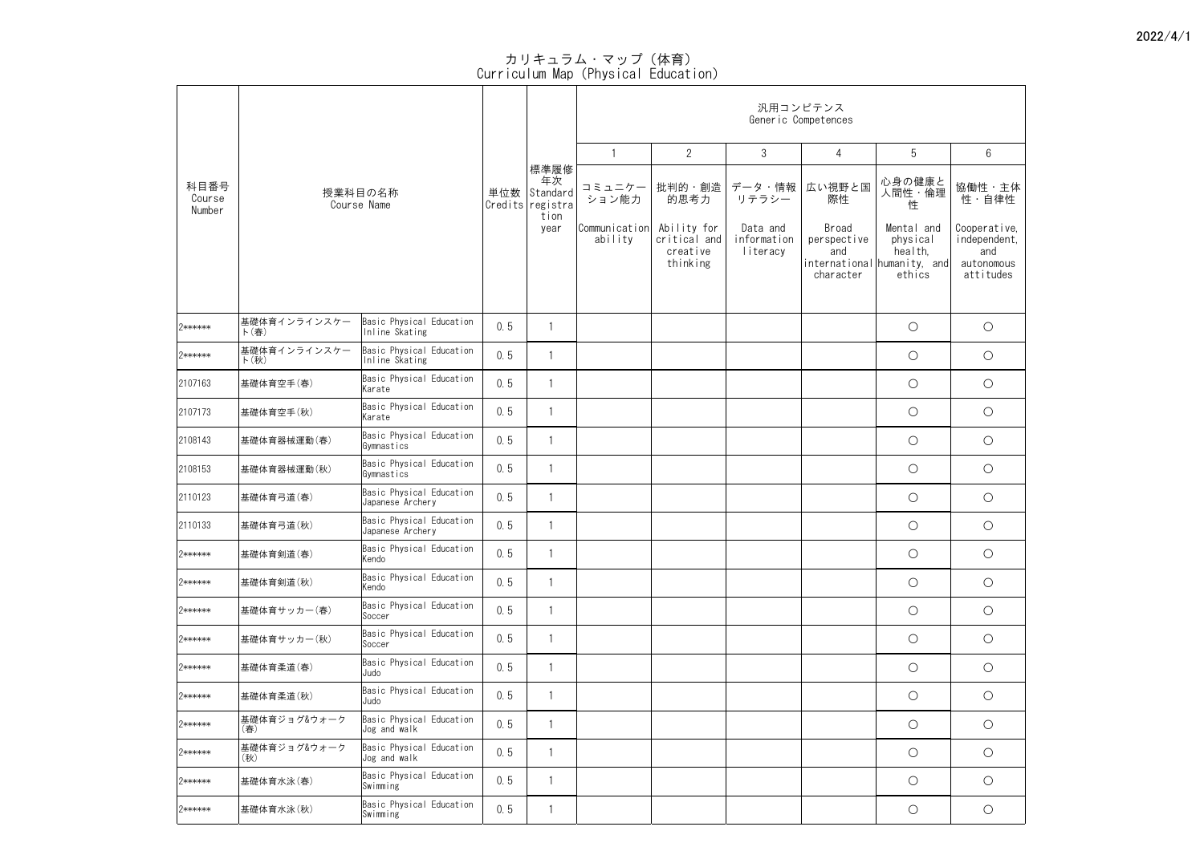# カリキュラム・マップ（体育）
Curriculum Map (Physical Education)

| 科目番号 Course Number | 授業科目の名称 Course Name | | 単位数 Credits | 標準履修年次 Standard registration year | 汎用コンピテンス Generic Competences | | | | | |
|---|---|---|---|---|---|---|---|---|---|---|
| | | | | | 1 | 2 | 3 | 4 | 5 | 6 |
| | | | | | コミュニケーション能力 Communication ability | 批判的・創造的思考力 Ability for critical and creative thinking | データ・情報リテラシー Data and information literacy | 広い視野と国際性 Broad perspective and international character | 心身の健康と人間性・倫理性 Mental and physical health, humanity, and ethics | 協働性・主体性・自律性 Cooperative, independent, and autonomous attitudes |
| 2****** | 基礎体育インラインスケート(春) | Basic Physical Education Inline Skating | 0.5 | 1 | | | | | ○ | ○ |
| 2****** | 基礎体育インラインスケート(秋) | Basic Physical Education Inline Skating | 0.5 | 1 | | | | | ○ | ○ |
| 2107163 | 基礎体育空手(春) | Basic Physical Education Karate | 0.5 | 1 | | | | | ○ | ○ |
| 2107173 | 基礎体育空手(秋) | Basic Physical Education Karate | 0.5 | 1 | | | | | ○ | ○ |
| 2108143 | 基礎体育器械運動(春) | Basic Physical Education Gymnastics | 0.5 | 1 | | | | | ○ | ○ |
| 2108153 | 基礎体育器械運動(秋) | Basic Physical Education Gymnastics | 0.5 | 1 | | | | | ○ | ○ |
| 2110123 | 基礎体育弓道(春) | Basic Physical Education Japanese Archery | 0.5 | 1 | | | | | ○ | ○ |
| 2110133 | 基礎体育弓道(秋) | Basic Physical Education Japanese Archery | 0.5 | 1 | | | | | ○ | ○ |
| 2****** | 基礎体育剣道(春) | Basic Physical Education Kendo | 0.5 | 1 | | | | | ○ | ○ |
| 2****** | 基礎体育剣道(秋) | Basic Physical Education Kendo | 0.5 | 1 | | | | | ○ | ○ |
| 2****** | 基礎体育サッカー(春) | Basic Physical Education Soccer | 0.5 | 1 | | | | | ○ | ○ |
| 2****** | 基礎体育サッカー(秋) | Basic Physical Education Soccer | 0.5 | 1 | | | | | ○ | ○ |
| 2****** | 基礎体育柔道(春) | Basic Physical Education Judo | 0.5 | 1 | | | | | ○ | ○ |
| 2****** | 基礎体育柔道(秋) | Basic Physical Education Judo | 0.5 | 1 | | | | | ○ | ○ |
| 2****** | 基礎体育ジョグ&ウォーク(春) | Basic Physical Education Jog and walk | 0.5 | 1 | | | | | ○ | ○ |
| 2****** | 基礎体育ジョグ&ウォーク(秋) | Basic Physical Education Jog and walk | 0.5 | 1 | | | | | ○ | ○ |
| 2****** | 基礎体育水泳(春) | Basic Physical Education Swimming | 0.5 | 1 | | | | | ○ | ○ |
| 2****** | 基礎体育水泳(秋) | Basic Physical Education Swimming | 0.5 | 1 | | | | | ○ | ○ |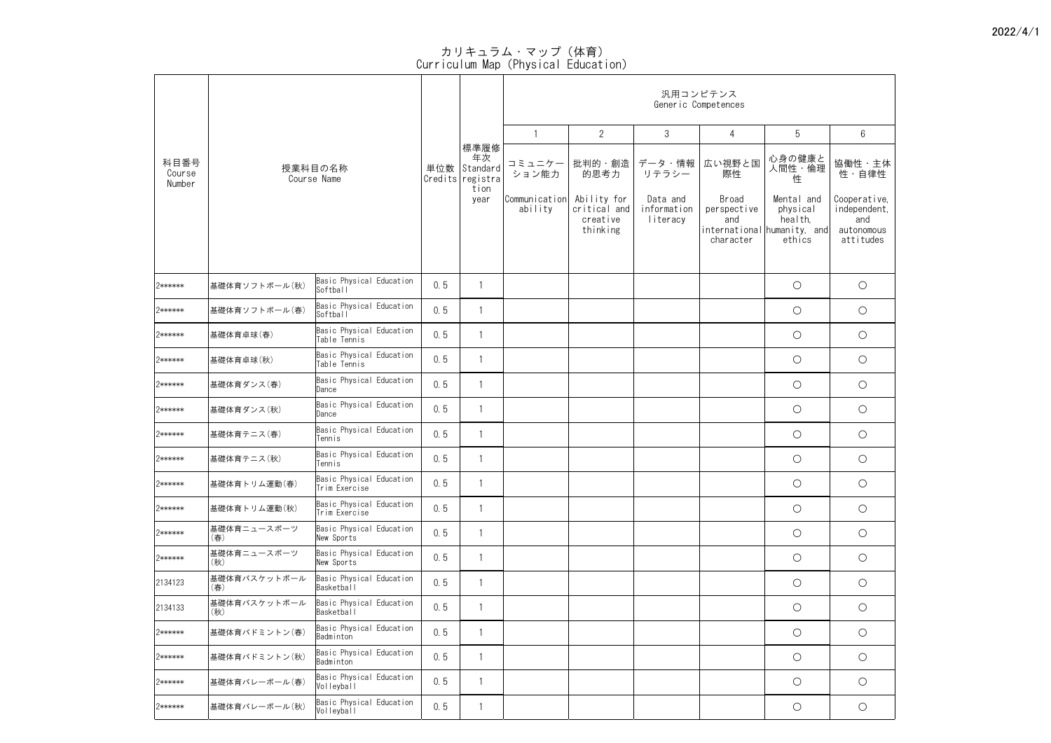2022/4/1

# カリキュラム・マップ（体育）
Curriculum Map (Physical Education)

| 科目番号 Course Number | 授業科目の名称 Course Name | | 単位数 Credits | 標準履修年次 Standard registration year | 汎用コンピテンス Generic Competences | | | | | |
|---|---|---|---|---|---|---|---|---|---|---|
| | | | | | 1 | 2 | 3 | 4 | 5 | 6 |
| | | | | | コミュニケーション能力 Communication ability | 批判的・創造的思考力 Ability for critical and creative thinking | データ・情報リテラシー Data and information literacy | 広い視野と国際性 Broad perspective and international character | 心身の健康と人間性・倫理性 Mental and physical health, humanity, and ethics | 協働性・主体性・自律性 Cooperative, independent, and autonomous attitudes |
| 2****** | 基礎体育ソフトボール(秋) | Basic Physical Education Softball | 0.5 | 1 | | | | | ○ | ○ |
| 2****** | 基礎体育ソフトボール(春) | Basic Physical Education Softball | 0.5 | 1 | | | | | ○ | ○ |
| 2****** | 基礎体育卓球(春) | Basic Physical Education Table Tennis | 0.5 | 1 | | | | | ○ | ○ |
| 2****** | 基礎体育卓球(秋) | Basic Physical Education Table Tennis | 0.5 | 1 | | | | | ○ | ○ |
| 2****** | 基礎体育ダンス(春) | Basic Physical Education Dance | 0.5 | 1 | | | | | ○ | ○ |
| 2****** | 基礎体育ダンス(秋) | Basic Physical Education Dance | 0.5 | 1 | | | | | ○ | ○ |
| 2****** | 基礎体育テニス(春) | Basic Physical Education Tennis | 0.5 | 1 | | | | | ○ | ○ |
| 2****** | 基礎体育テニス(秋) | Basic Physical Education Tennis | 0.5 | 1 | | | | | ○ | ○ |
| 2****** | 基礎体育トリム運動(春) | Basic Physical Education Trim Exercise | 0.5 | 1 | | | | | ○ | ○ |
| 2****** | 基礎体育トリム運動(秋) | Basic Physical Education Trim Exercise | 0.5 | 1 | | | | | ○ | ○ |
| 2****** | 基礎体育ニュースポーツ(春) | Basic Physical Education New Sports | 0.5 | 1 | | | | | ○ | ○ |
| 2****** | 基礎体育ニュースポーツ(秋) | Basic Physical Education New Sports | 0.5 | 1 | | | | | ○ | ○ |
| 2134123 | 基礎体育バスケットボール(春) | Basic Physical Education Basketball | 0.5 | 1 | | | | | ○ | ○ |
| 2134133 | 基礎体育バスケットボール(秋) | Basic Physical Education Basketball | 0.5 | 1 | | | | | ○ | ○ |
| 2****** | 基礎体育バドミントン(春) | Basic Physical Education Badminton | 0.5 | 1 | | | | | ○ | ○ |
| 2****** | 基礎体育バドミントン(秋) | Basic Physical Education Badminton | 0.5 | 1 | | | | | ○ | ○ |
| 2****** | 基礎体育バレーボール(春) | Basic Physical Education Volleyball | 0.5 | 1 | | | | | ○ | ○ |
| 2****** | 基礎体育バレーボール(秋) | Basic Physical Education Volleyball | 0.5 | 1 | | | | | ○ | ○ |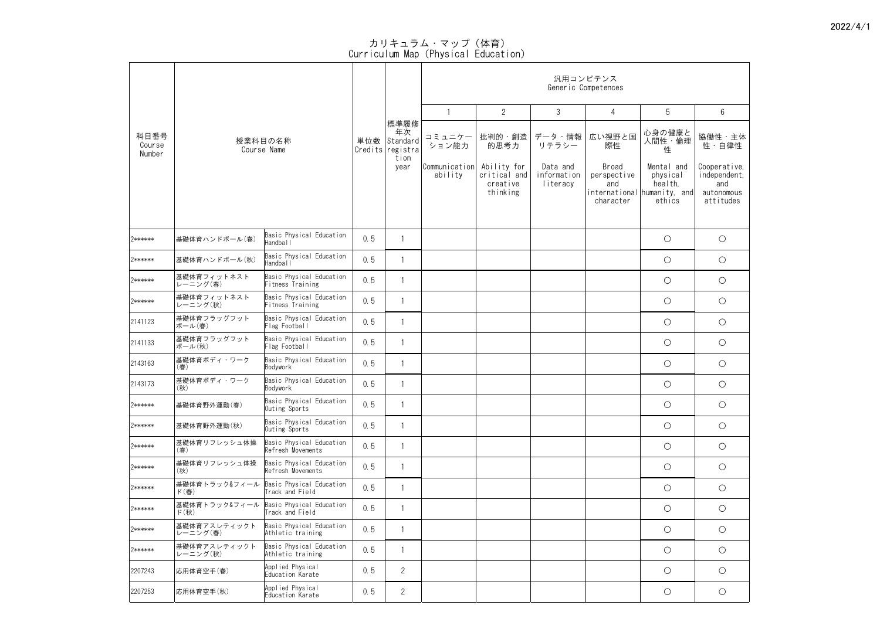2022/4/1

# カリキュラム・マップ（体育）
# Curriculum Map (Physical Education)

| 科目番号 Course Number | 授業科目の名称 Course Name | | 単位数 Credits | 標準履修年次 Standard registration year | 汎用コンピテンス Generic Competences | | | | | |
|---|---|---|---|---|---|---|---|---|---|---|
| | | | | | 1 | 2 | 3 | 4 | 5 | 6 |
| | | | | | コミュニケーション能力 Communication ability | 批判的・創造的思考力 Ability for critical and creative thinking | データ・情報リテラシー Data and information literacy | 広い視野と国際性 Broad perspective and international character | 心身の健康と人間性・倫理性 Mental and physical health, humanity, and ethics | 協働性・主体性・自律性 Cooperative, independent, and autonomous attitudes |
| 2****** | 基礎体育ハンドボール(春) | Basic Physical Education Handball | 0.5 | 1 | | | | | ○ | ○ |
| 2****** | 基礎体育ハンドボール(秋) | Basic Physical Education Handball | 0.5 | 1 | | | | | ○ | ○ |
| 2****** | 基礎体育フィットネストレーニング(春) | Basic Physical Education Fitness Training | 0.5 | 1 | | | | | ○ | ○ |
| 2****** | 基礎体育フィットネストレーニング(秋) | Basic Physical Education Fitness Training | 0.5 | 1 | | | | | ○ | ○ |
| 2141123 | 基礎体育フラッグフットボール(春) | Basic Physical Education Flag Football | 0.5 | 1 | | | | | ○ | ○ |
| 2141133 | 基礎体育フラッグフットボール(秋) | Basic Physical Education Flag Football | 0.5 | 1 | | | | | ○ | ○ |
| 2143163 | 基礎体育ボディ・ワーク(春) | Basic Physical Education Bodywork | 0.5 | 1 | | | | | ○ | ○ |
| 2143173 | 基礎体育ボディ・ワーク(秋) | Basic Physical Education Bodywork | 0.5 | 1 | | | | | ○ | ○ |
| 2****** | 基礎体育野外運動(春) | Basic Physical Education Outing Sports | 0.5 | 1 | | | | | ○ | ○ |
| 2****** | 基礎体育野外運動(秋) | Basic Physical Education Outing Sports | 0.5 | 1 | | | | | ○ | ○ |
| 2****** | 基礎体育リフレッシュ体操(春) | Basic Physical Education Refresh Movements | 0.5 | 1 | | | | | ○ | ○ |
| 2****** | 基礎体育リフレッシュ体操(秋) | Basic Physical Education Refresh Movements | 0.5 | 1 | | | | | ○ | ○ |
| 2****** | 基礎体育トラック&フィールド(春) | Basic Physical Education Track and Field | 0.5 | 1 | | | | | ○ | ○ |
| 2****** | 基礎体育トラック&フィールド(秋) | Basic Physical Education Track and Field | 0.5 | 1 | | | | | ○ | ○ |
| 2****** | 基礎体育アスレティックトレーニング(春) | Basic Physical Education Athletic training | 0.5 | 1 | | | | | ○ | ○ |
| 2****** | 基礎体育アスレティックトレーニング(秋) | Basic Physical Education Athletic training | 0.5 | 1 | | | | | ○ | ○ |
| 2207243 | 応用体育空手(春) | Applied Physical Education Karate | 0.5 | 2 | | | | | ○ | ○ |
| 2207253 | 応用体育空手(秋) | Applied Physical Education Karate | 0.5 | 2 | | | | | ○ | ○ |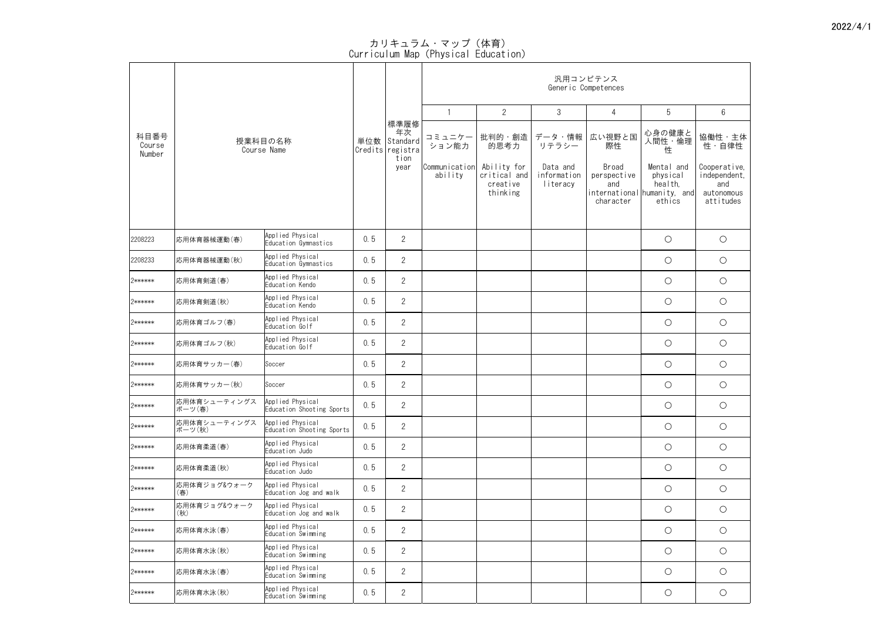2022/4/1

# カリキュラム・マップ（体育）
# Curriculum Map (Physical Education)

| 科目番号 Course Number | 授業科目の名称 Course Name | | 単位数 Credits | 標準履修年次 Standard registration year | 汎用コンピテンス Generic Competences | | | | | |
|---|---|---|---|---|---|---|---|---|---|---|
| | | | | | 1 | 2 | 3 | 4 | 5 | 6 |
| | | | | | コミュニケーション能力 Communication ability | 批判的・創造的思考力 Ability for critical and creative thinking | データ・情報リテラシー Data and information literacy | 広い視野と国際性 Broad perspective and international character | 心身の健康と人間性・倫理性 Mental and physical health, humanity, and ethics | 協働性・主体性・自律性 Cooperative, independent, and autonomous attitudes |
| 2208223 | 応用体育器械運動(春) | Applied Physical Education Gymnastics | 0.5 | 2 | | | | | ○ | ○ |
| 2208233 | 応用体育器械運動(秋) | Applied Physical Education Gymnastics | 0.5 | 2 | | | | | ○ | ○ |
| 2****** | 応用体育剣道(春) | Applied Physical Education Kendo | 0.5 | 2 | | | | | ○ | ○ |
| 2****** | 応用体育剣道(秋) | Applied Physical Education Kendo | 0.5 | 2 | | | | | ○ | ○ |
| 2****** | 応用体育ゴルフ(春) | Applied Physical Education Golf | 0.5 | 2 | | | | | ○ | ○ |
| 2****** | 応用体育ゴルフ(秋) | Applied Physical Education Golf | 0.5 | 2 | | | | | ○ | ○ |
| 2****** | 応用体育サッカー(春) | Soccer | 0.5 | 2 | | | | | ○ | ○ |
| 2****** | 応用体育サッカー(秋) | Soccer | 0.5 | 2 | | | | | ○ | ○ |
| 2****** | 応用体育シューティングスポーツ(春) | Applied Physical Education Shooting Sports | 0.5 | 2 | | | | | ○ | ○ |
| 2****** | 応用体育シューティングスポーツ(秋) | Applied Physical Education Shooting Sports | 0.5 | 2 | | | | | ○ | ○ |
| 2****** | 応用体育柔道(春) | Applied Physical Education Judo | 0.5 | 2 | | | | | ○ | ○ |
| 2****** | 応用体育柔道(秋) | Applied Physical Education Judo | 0.5 | 2 | | | | | ○ | ○ |
| 2****** | 応用体育ジョグ&ウォーク(春) | Applied Physical Education Jog and walk | 0.5 | 2 | | | | | ○ | ○ |
| 2****** | 応用体育ジョグ&ウォーク(秋) | Applied Physical Education Jog and walk | 0.5 | 2 | | | | | ○ | ○ |
| 2****** | 応用体育水泳(春) | Applied Physical Education Swimming | 0.5 | 2 | | | | | ○ | ○ |
| 2****** | 応用体育水泳(秋) | Applied Physical Education Swimming | 0.5 | 2 | | | | | ○ | ○ |
| 2****** | 応用体育水泳(春) | Applied Physical Education Swimming | 0.5 | 2 | | | | | ○ | ○ |
| 2****** | 応用体育水泳(秋) | Applied Physical Education Swimming | 0.5 | 2 | | | | | ○ | ○ |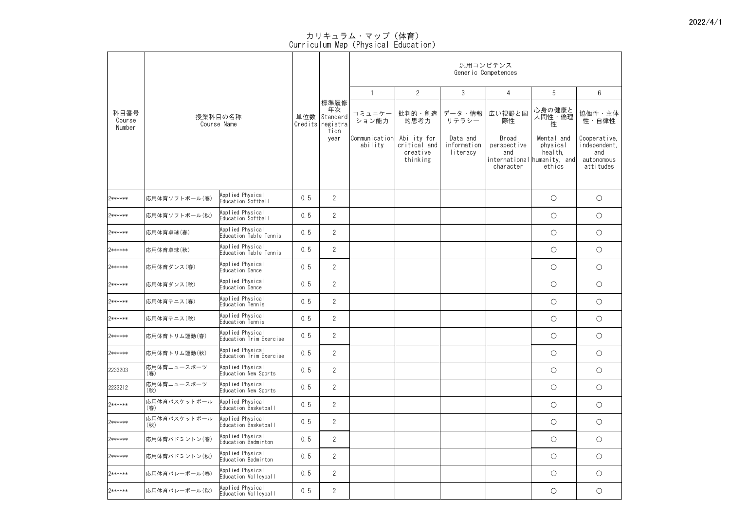2022/4/1

# カリキュラム・マップ（体育）
# Curriculum Map (Physical Education)

| 科目番号 Course Number | 授業科目の名称 Course Name | | 単位数 Credits | 標準履修年次 Standard registration year | 汎用コンピテンス Generic Competences | | | | | |
|---|---|---|---|---|---|---|---|---|---|---|
| | | | | | 1 | 2 | 3 | 4 | 5 | 6 |
| | | | | | コミュニケーション能力 Communication ability | 批判的・創造的思考力 Ability for critical and creative thinking | データ・情報リテラシー Data and information literacy | 広い視野と国際性 Broad perspective and international character | 心身の健康と人間性・倫理性 Mental and physical health, humanity, and ethics | 協働性・主体性・自律性 Cooperative, independent, and autonomous attitudes |
| 2****** | 応用体育ソフトボール(春) | Applied Physical Education Softball | 0.5 | 2 | | | | | ○ | ○ |
| 2****** | 応用体育ソフトボール(秋) | Applied Physical Education Softball | 0.5 | 2 | | | | | ○ | ○ |
| 2****** | 応用体育卓球(春) | Applied Physical Education Table Tennis | 0.5 | 2 | | | | | ○ | ○ |
| 2****** | 応用体育卓球(秋) | Applied Physical Education Table Tennis | 0.5 | 2 | | | | | ○ | ○ |
| 2****** | 応用体育ダンス(春) | Applied Physical Education Dance | 0.5 | 2 | | | | | ○ | ○ |
| 2****** | 応用体育ダンス(秋) | Applied Physical Education Dance | 0.5 | 2 | | | | | ○ | ○ |
| 2****** | 応用体育テニス(春) | Applied Physical Education Tennis | 0.5 | 2 | | | | | ○ | ○ |
| 2****** | 応用体育テニス(秋) | Applied Physical Education Tennis | 0.5 | 2 | | | | | ○ | ○ |
| 2****** | 応用体育トリム運動(春) | Applied Physical Education Trim Exercise | 0.5 | 2 | | | | | ○ | ○ |
| 2****** | 応用体育トリム運動(秋) | Applied Physical Education Trim Exercise | 0.5 | 2 | | | | | ○ | ○ |
| 2233203 | 応用体育ニュースポーツ(春) | Applied Physical Education New Sports | 0.5 | 2 | | | | | ○ | ○ |
| 2233212 | 応用体育ニュースポーツ(秋) | Applied Physical Education New Sports | 0.5 | 2 | | | | | ○ | ○ |
| 2****** | 応用体育バスケットボール(春) | Applied Physical Education Basketball | 0.5 | 2 | | | | | ○ | ○ |
| 2****** | 応用体育バスケットボール(秋) | Applied Physical Education Basketball | 0.5 | 2 | | | | | ○ | ○ |
| 2****** | 応用体育バドミントン(春) | Applied Physical Education Badminton | 0.5 | 2 | | | | | ○ | ○ |
| 2****** | 応用体育バドミントン(秋) | Applied Physical Education Badminton | 0.5 | 2 | | | | | ○ | ○ |
| 2****** | 応用体育バレーボール(春) | Applied Physical Education Volleyball | 0.5 | 2 | | | | | ○ | ○ |
| 2****** | 応用体育バレーボール(秋) | Applied Physical Education Volleyball | 0.5 | 2 | | | | | ○ | ○ |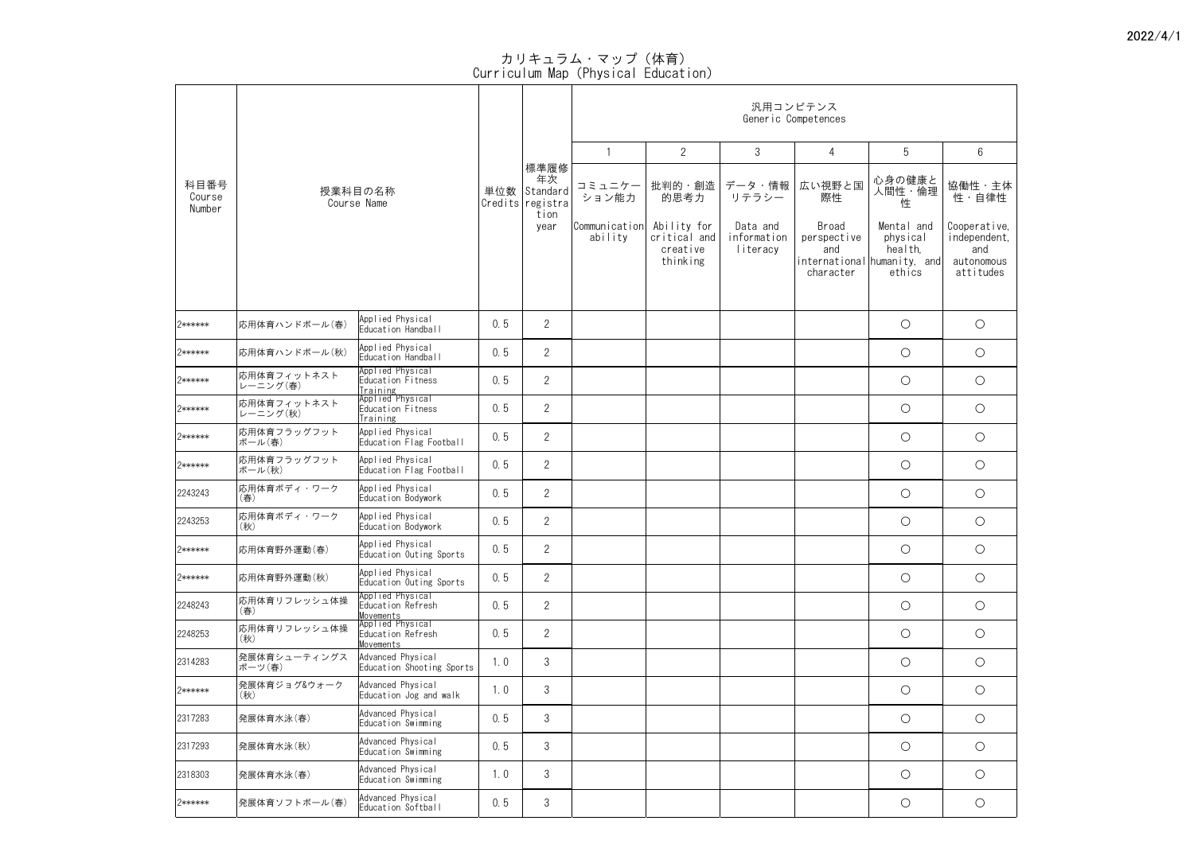2022/4/1

# カリキュラム・マップ（体育）
# Curriculum Map (Physical Education)

| 科目番号 Course Number | 授業科目の名称 Course Name | | 単位数 Credits | 標準履修年次 Standard registration year | 汎用コンピテンス Generic Competences | | | | | |
|---|---|---|---|---|---|---|---|---|---|---|
| | | | | | 1 | 2 | 3 | 4 | 5 | 6 |
| | | | | | コミュニケーション能力 Communication ability | 批判的・創造的思考力 Ability for critical and creative thinking | データ・情報リテラシー Data and information literacy | 広い視野と国際性 Broad perspective and international character | 心身の健康と人間性・倫理性 Mental and physical health, humanity, and ethics | 協働性・主体性・自律性 Cooperative, independent, and autonomous attitudes |
| 2****** | 応用体育ハンドボール(春) | Applied Physical Education Handball | 0.5 | 2 | | | | | ○ | ○ |
| 2****** | 応用体育ハンドボール(秋) | Applied Physical Education Handball | 0.5 | 2 | | | | | ○ | ○ |
| 2****** | 応用体育フィットネストレーニング(春) | Applied Physical Education Fitness Training | 0.5 | 2 | | | | | ○ | ○ |
| 2****** | 応用体育フィットネストレーニング(秋) | Applied Physical Education Fitness Training | 0.5 | 2 | | | | | ○ | ○ |
| 2****** | 応用体育フラッグフットボール(春) | Applied Physical Education Flag Football | 0.5 | 2 | | | | | ○ | ○ |
| 2****** | 応用体育フラッグフットボール(秋) | Applied Physical Education Flag Football | 0.5 | 2 | | | | | ○ | ○ |
| 2243243 | 応用体育ボディ・ワーク(春) | Applied Physical Education Bodywork | 0.5 | 2 | | | | | ○ | ○ |
| 2243253 | 応用体育ボディ・ワーク(秋) | Applied Physical Education Bodywork | 0.5 | 2 | | | | | ○ | ○ |
| 2****** | 応用体育野外運動(春) | Applied Physical Education Outing Sports | 0.5 | 2 | | | | | ○ | ○ |
| 2****** | 応用体育野外運動(秋) | Applied Physical Education Outing Sports | 0.5 | 2 | | | | | ○ | ○ |
| 2248243 | 応用体育リフレッシュ体操(春) | Applied Physical Education Refresh Movements | 0.5 | 2 | | | | | ○ | ○ |
| 2248253 | 応用体育リフレッシュ体操(秋) | Applied Physical Education Refresh Movements | 0.5 | 2 | | | | | ○ | ○ |
| 2314283 | 発展体育シューティングスポーツ(春) | Advanced Physical Education Shooting Sports | 1.0 | 3 | | | | | ○ | ○ |
| 2****** | 発展体育ジョグ&ウォーク(秋) | Advanced Physical Education Jog and walk | 1.0 | 3 | | | | | ○ | ○ |
| 2317283 | 発展体育水泳(春) | Advanced Physical Education Swimming | 0.5 | 3 | | | | | ○ | ○ |
| 2317293 | 発展体育水泳(秋) | Advanced Physical Education Swimming | 0.5 | 3 | | | | | ○ | ○ |
| 2318303 | 発展体育水泳(春) | Advanced Physical Education Swimming | 1.0 | 3 | | | | | ○ | ○ |
| 2****** | 発展体育ソフトボール(春) | Advanced Physical Education Softball | 0.5 | 3 | | | | | ○ | ○ |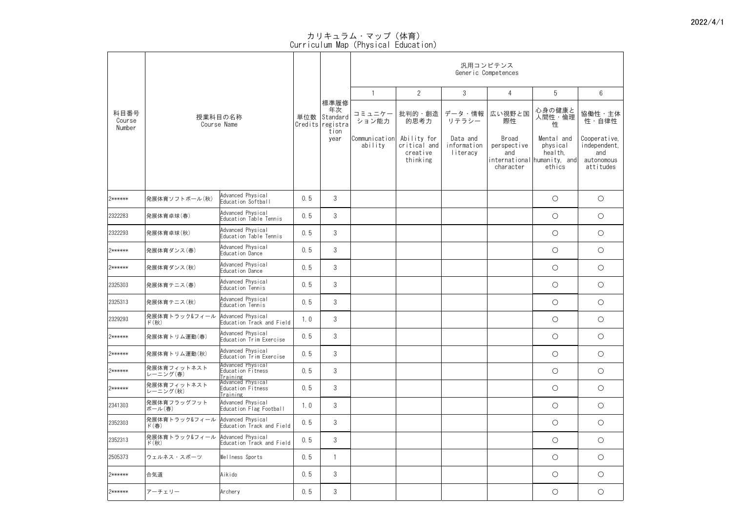2022/4/1

# カリキュラム・マップ（体育）
# Curriculum Map (Physical Education)

| 科目番号 Course Number | 授業科目の名称 Course Name | | 単位数 Credits | 標準履修年次 Standard registration year | 汎用コンピテンス Generic Competences 1 コミュニケーション能力 Communication ability | 2 批判的・創造的思考力 Ability for critical and creative thinking | 3 データ・情報リテラシー Data and information literacy | 4 広い視野と国際性 Broad perspective and international character | 5 心身の健康と人間性・倫理性 Mental and physical health, humanity, and ethics | 6 協働性・主体性・自律性 Cooperative, independent, and autonomous attitudes |
|---|---|---|---|---|---|---|---|---|---|---|
| 2****** | 発展体育ソフトボール(秋) | Advanced Physical Education Softball | 0.5 | 3 | | | | | ○ | ○ |
| 2322283 | 発展体育卓球(春) | Advanced Physical Education Table Tennis | 0.5 | 3 | | | | | ○ | ○ |
| 2322293 | 発展体育卓球(秋) | Advanced Physical Education Table Tennis | 0.5 | 3 | | | | | ○ | ○ |
| 2****** | 発展体育ダンス(春) | Advanced Physical Education Dance | 0.5 | 3 | | | | | ○ | ○ |
| 2****** | 発展体育ダンス(秋) | Advanced Physical Education Dance | 0.5 | 3 | | | | | ○ | ○ |
| 2325303 | 発展体育テニス(春) | Advanced Physical Education Tennis | 0.5 | 3 | | | | | ○ | ○ |
| 2325313 | 発展体育テニス(秋) | Advanced Physical Education Tennis | 0.5 | 3 | | | | | ○ | ○ |
| 2329293 | 発展体育トラック&フィールド(秋) | Advanced Physical Education Track and Field | 1.0 | 3 | | | | | ○ | ○ |
| 2****** | 発展体育トリム運動(春) | Advanced Physical Education Trim Exercise | 0.5 | 3 | | | | | ○ | ○ |
| 2****** | 発展体育トリム運動(秋) | Advanced Physical Education Trim Exercise | 0.5 | 3 | | | | | ○ | ○ |
| 2****** | 発展体育フィットネストレーニング(春) | Advanced Physical Education Fitness Training | 0.5 | 3 | | | | | ○ | ○ |
| 2****** | 発展体育フィットネストレーニング(秋) | Advanced Physical Education Fitness Training | 0.5 | 3 | | | | | ○ | ○ |
| 2341303 | 発展体育フラッグフットボール(春) | Advanced Physical Education Flag Football | 1.0 | 3 | | | | | ○ | ○ |
| 2352303 | 発展体育トラック&フィールド(春) | Advanced Physical Education Track and Field | 0.5 | 3 | | | | | ○ | ○ |
| 2352313 | 発展体育トラック&フィールド(秋) | Advanced Physical Education Track and Field | 0.5 | 3 | | | | | ○ | ○ |
| 2505373 | ウェルネス・スポーツ | Wellness Sports | 0.5 | 1 | | | | | ○ | ○ |
| 2****** | 合気道 | Aikido | 0.5 | 3 | | | | | ○ | ○ |
| 2****** | アーチェリー | Archery | 0.5 | 3 | | | | | ○ | ○ |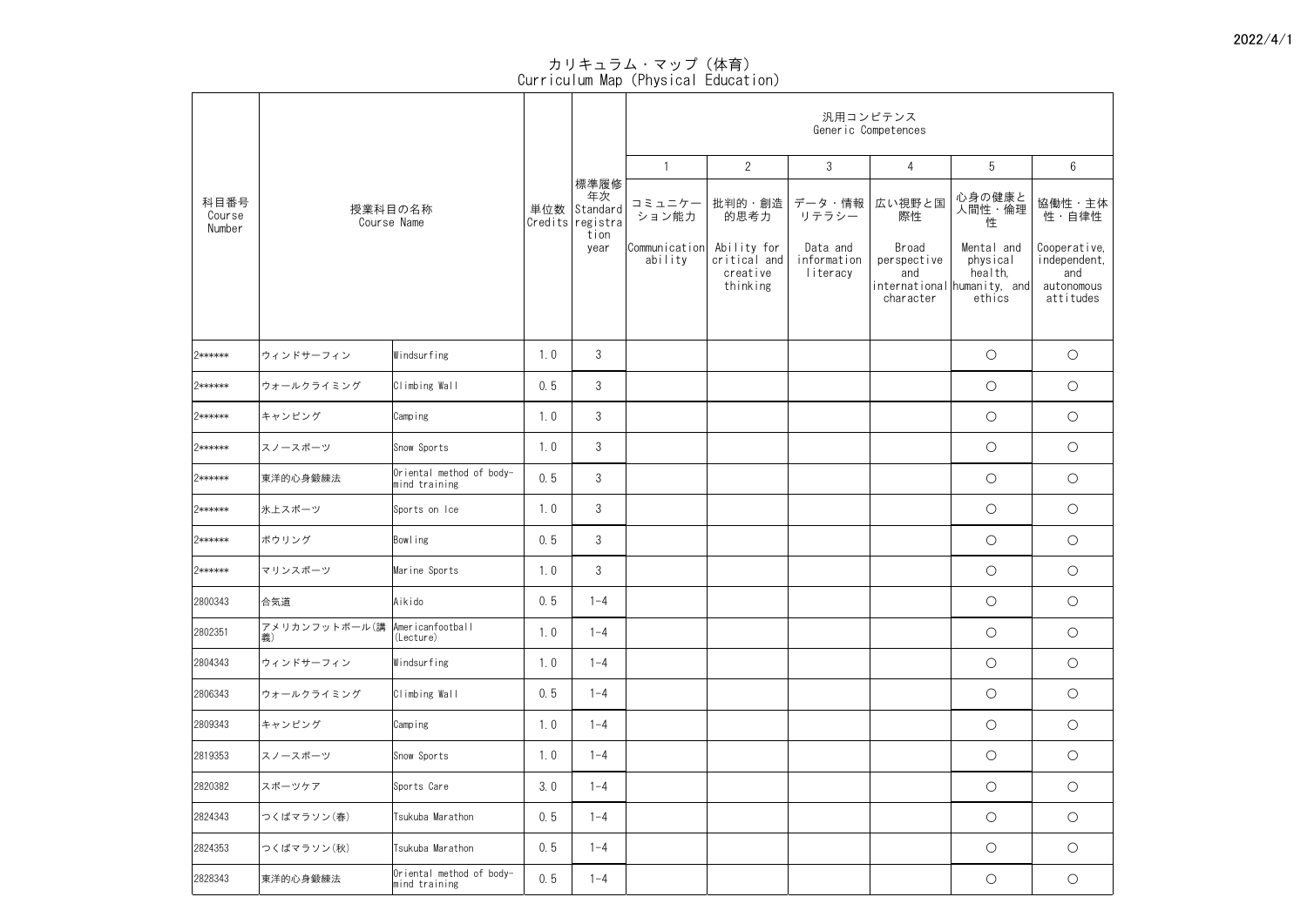2022/4/1

# カリキュラム・マップ（体育）
# Curriculum Map (Physical Education)

| 科目番号 Course Number | 授業科目の名称 Course Name | | 単位数 Credits | 標準履修年次 Standard registration year | 汎用コンピテンス Generic Competences | | | | | |
|---|---|---|---|---|---|---|---|---|---|---|
| | | | | | 1 | 2 | 3 | 4 | 5 | 6 |
| | | | | | コミュニケーション能力 Communication ability | 批判的・創造的思考力 Ability for critical and creative thinking | データ・情報リテラシー Data and information literacy | 広い視野と国際性 Broad perspective and international character | 心身の健康と人間性・倫理性 Mental and physical health, humanity, and ethics | 協働性・主体性・自律性 Cooperative, independent, and autonomous attitudes |
| 2****** | ウィンドサーフィン | Windsurfing | 1.0 | 3 | | | | | ○ | ○ |
| 2****** | ウォールクライミング | Climbing Wall | 0.5 | 3 | | | | | ○ | ○ |
| 2****** | キャンピング | Camping | 1.0 | 3 | | | | | ○ | ○ |
| 2****** | スノースポーツ | Snow Sports | 1.0 | 3 | | | | | ○ | ○ |
| 2****** | 東洋的心身鍛錬法 | Oriental method of body-mind training | 0.5 | 3 | | | | | ○ | ○ |
| 2****** | 氷上スポーツ | Sports on Ice | 1.0 | 3 | | | | | ○ | ○ |
| 2****** | ボウリング | Bowling | 0.5 | 3 | | | | | ○ | ○ |
| 2****** | マリンスポーツ | Marine Sports | 1.0 | 3 | | | | | ○ | ○ |
| 2800343 | 合気道 | Aikido | 0.5 | 1-4 | | | | | ○ | ○ |
| 2802351 | アメリカンフットボール(講義) | Americanfootball (Lecture) | 1.0 | 1-4 | | | | | ○ | ○ |
| 2804343 | ウィンドサーフィン | Windsurfing | 1.0 | 1-4 | | | | | ○ | ○ |
| 2806343 | ウォールクライミング | Climbing Wall | 0.5 | 1-4 | | | | | ○ | ○ |
| 2809343 | キャンピング | Camping | 1.0 | 1-4 | | | | | ○ | ○ |
| 2819353 | スノースポーツ | Snow Sports | 1.0 | 1-4 | | | | | ○ | ○ |
| 2820382 | スポーツケア | Sports Care | 3.0 | 1-4 | | | | | ○ | ○ |
| 2824343 | つくばマラソン(春) | Tsukuba Marathon | 0.5 | 1-4 | | | | | ○ | ○ |
| 2824353 | つくばマラソン(秋) | Tsukuba Marathon | 0.5 | 1-4 | | | | | ○ | ○ |
| 2828343 | 東洋的心身鍛錬法 | Oriental method of body-mind training | 0.5 | 1-4 | | | | | ○ | ○ |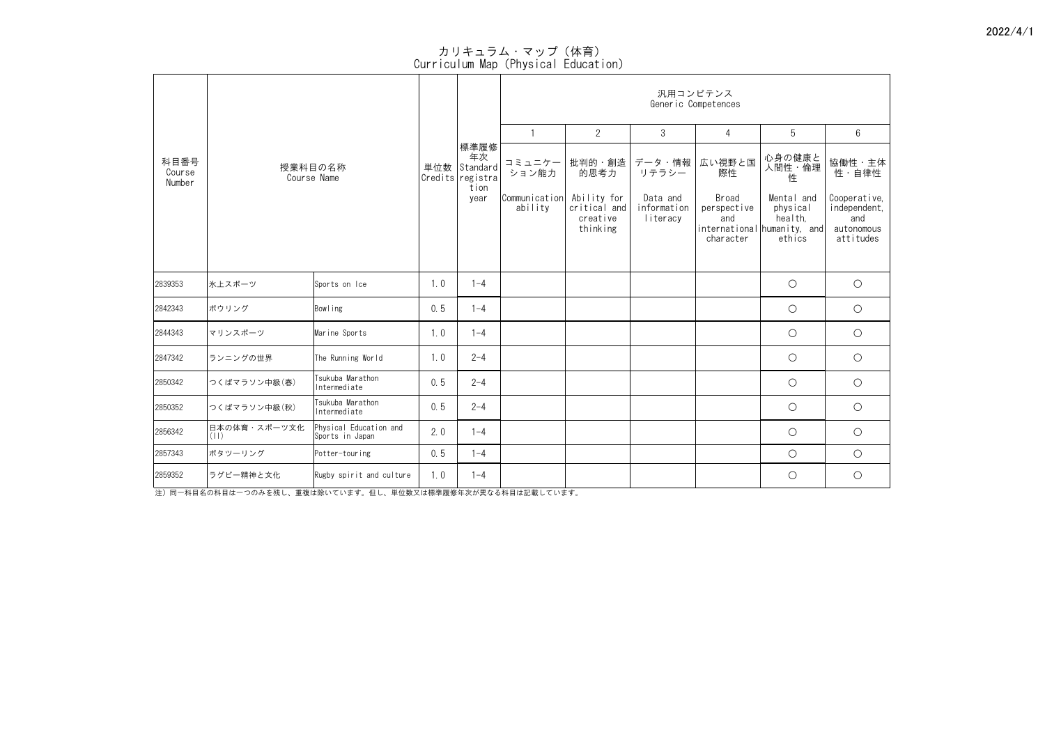# カリキュラム・マップ（体育）
## Curriculum Map (Physical Education)

| 科目番号 Course Number | 授業科目の名称 Course Name | | 単位数 Credits | 標準履修年次 Standard registration year | 汎用コンピテンス Generic Competences | | | | | |
|---|---|---|---|---|---|---|---|---|---|---|
| | | | | | 1 | 2 | 3 | 4 | 5 | 6 |
| | | | | | コミュニケーション能力 Communication ability | 批判的・創造的思考力 Ability for critical and creative thinking | データ・情報リテラシー Data and information literacy | 広い視野と国際性 Broad perspective and international character | 心身の健康と人間性・倫理性 Mental and physical health, humanity, and ethics | 協働性・主体性・自律性 Cooperative, independent, and autonomous attitudes |
| 2839353 | 氷上スポーツ | Sports on Ice | 1.0 | 1-4 | | | | | ○ | ○ |
| 2842343 | ボウリング | Bowling | 0.5 | 1-4 | | | | | ○ | ○ |
| 2844343 | マリンスポーツ | Marine Sports | 1.0 | 1-4 | | | | | ○ | ○ |
| 2847342 | ランニングの世界 | The Running World | 1.0 | 2-4 | | | | | ○ | ○ |
| 2850342 | つくばマラソン中級(春) | Tsukuba Marathon Intermediate | 0.5 | 2-4 | | | | | ○ | ○ |
| 2850352 | つくばマラソン中級(秋) | Tsukuba Marathon Intermediate | 0.5 | 2-4 | | | | | ○ | ○ |
| 2856342 | 日本の体育・スポーツ文化(II) | Physical Education and Sports in Japan | 2.0 | 1-4 | | | | | ○ | ○ |
| 2857343 | ポタツーリング | Potter-touring | 0.5 | 1-4 | | | | | ○ | ○ |
| 2859352 | ラグビー精神と文化 | Rugby spirit and culture | 1.0 | 1-4 | | | | | ○ | ○ |

注）同一科目名の科目は一つのみを残し、重複は除いています。但し、単位数又は標準履修年次が異なる科目は記載しています。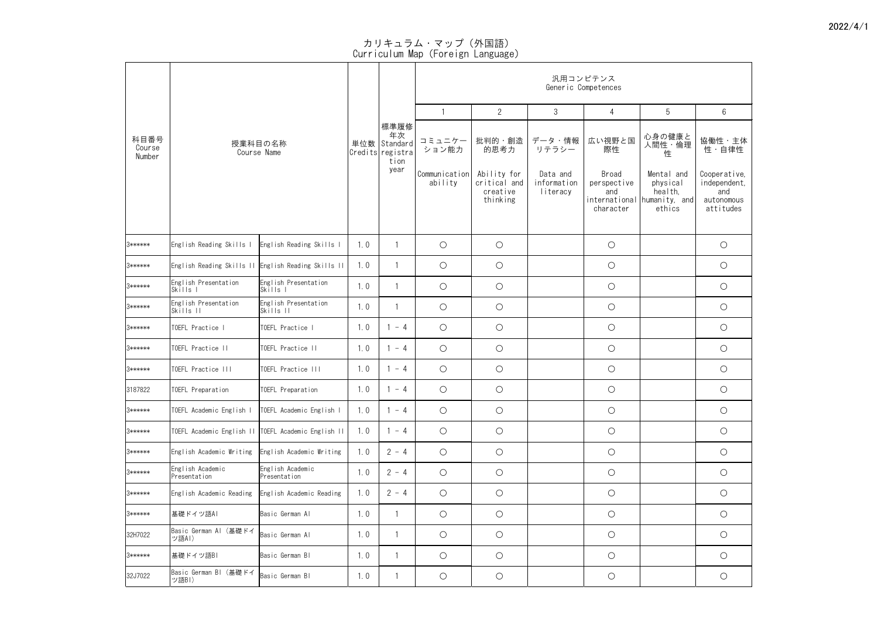2022/4/1

# カリキュラム・マップ（外国語）
Curriculum Map (Foreign Language)

| 科目番号 Course Number | 授業科目の名称 Course Name | | 単位数 Credits | 標準履修年次 Standard registration year | 汎用コンピテンス Generic Competences | | | | | |
|---|---|---|---|---|---|---|---|---|---|---|
| | | | | | 1 | 2 | 3 | 4 | 5 | 6 |
| | | | | | コミュニケーション能力 Communication ability | 批判的・創造的思考力 Ability for critical and creative thinking | データ・情報リテラシー Data and information literacy | 広い視野と国際性 Broad perspective and international character | 心身の健康と人間性・倫理性 Mental and physical health, humanity, and ethics | 協働性・主体性・自律性 Cooperative, independent, and autonomous attitudes |
| 3****** | English Reading Skills I | English Reading Skills I | 1.0 | 1 | ○ | ○ | | ○ | | ○ |
| 3****** | English Reading Skills II | English Reading Skills II | 1.0 | 1 | ○ | ○ | | ○ | | ○ |
| 3****** | English Presentation Skills I | English Presentation Skills I | 1.0 | 1 | ○ | ○ | | ○ | | ○ |
| 3****** | English Presentation Skills II | English Presentation Skills II | 1.0 | 1 | ○ | ○ | | ○ | | ○ |
| 3****** | TOEFL Practice I | TOEFL Practice I | 1.0 | 1 - 4 | ○ | ○ | | ○ | | ○ |
| 3****** | TOEFL Practice II | TOEFL Practice II | 1.0 | 1 - 4 | ○ | ○ | | ○ | | ○ |
| 3****** | TOEFL Practice III | TOEFL Practice III | 1.0 | 1 - 4 | ○ | ○ | | ○ | | ○ |
| 3187822 | TOEFL Preparation | TOEFL Preparation | 1.0 | 1 - 4 | ○ | ○ | | ○ | | ○ |
| 3****** | TOEFL Academic English I | TOEFL Academic English I | 1.0 | 1 - 4 | ○ | ○ | | ○ | | ○ |
| 3****** | TOEFL Academic English II | TOEFL Academic English II | 1.0 | 1 - 4 | ○ | ○ | | ○ | | ○ |
| 3****** | English Academic Writing | English Academic Writing | 1.0 | 2 - 4 | ○ | ○ | | ○ | | ○ |
| 3****** | English Academic Presentation | English Academic Presentation | 1.0 | 2 - 4 | ○ | ○ | | ○ | | ○ |
| 3****** | English Academic Reading | English Academic Reading | 1.0 | 2 - 4 | ○ | ○ | | ○ | | ○ |
| 3****** | 基礎ドイツ語AI | Basic German AI | 1.0 | 1 | ○ | ○ | | ○ | | ○ |
| 32H7022 | Basic German AI（基礎ドイツ語AI） | Basic German AI | 1.0 | 1 | ○ | ○ | | ○ | | ○ |
| 3****** | 基礎ドイツ語BI | Basic German BI | 1.0 | 1 | ○ | ○ | | ○ | | ○ |
| 32J7022 | Basic German BI（基礎ドイツ語BI） | Basic German BI | 1.0 | 1 | ○ | ○ | | ○ | | ○ |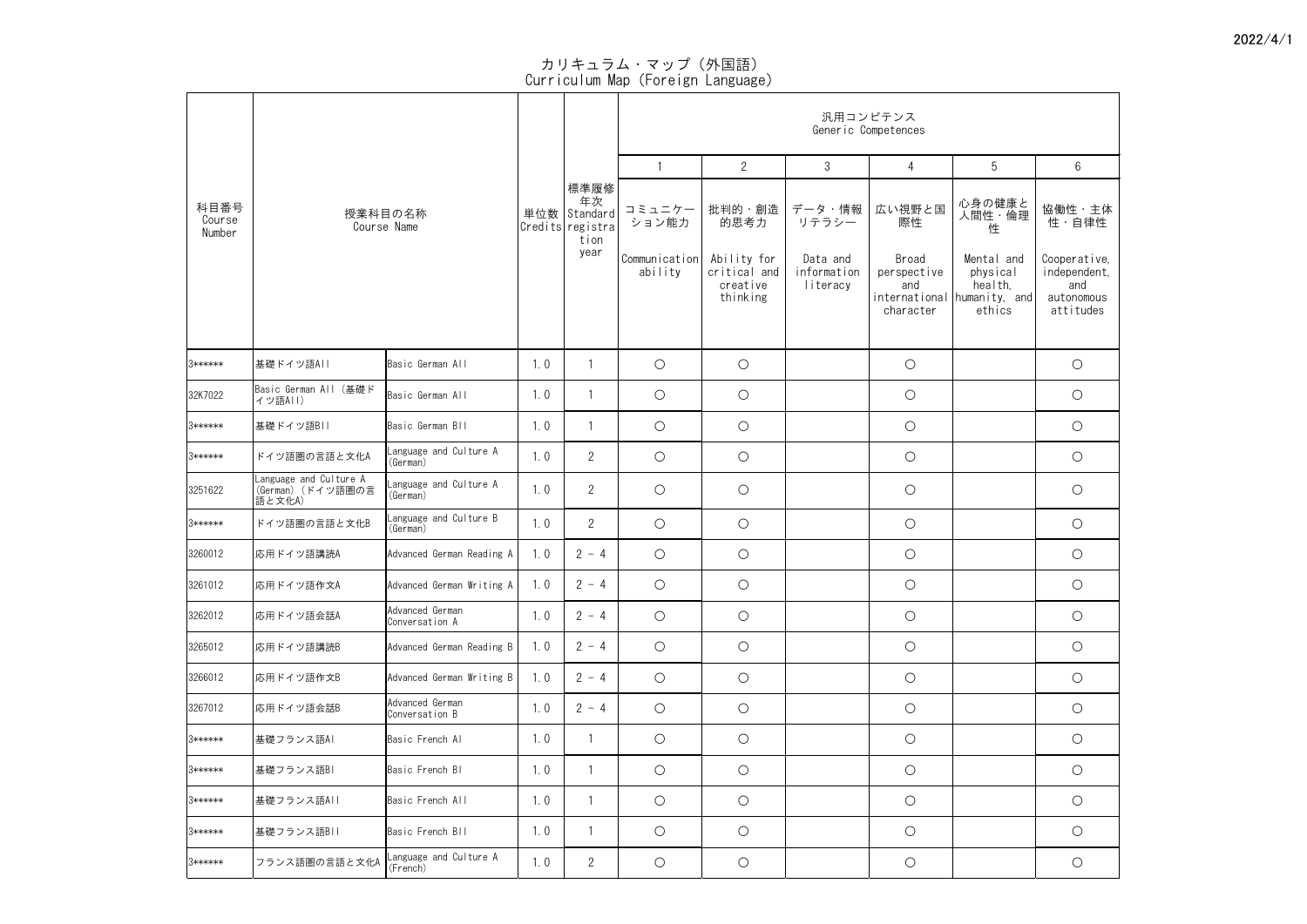2022/4/1

# カリキュラム・マップ（外国語）
Curriculum Map (Foreign Language)

| 科目番号 Course Number | 授業科目の名称 Course Name | | 単位数 Credits | 標準履修年次 Standard registration year | 汎用コンピテンス Generic Competences | | | | | |
|---|---|---|---|---|---|---|---|---|---|---|
| | | | | | 1 | 2 | 3 | 4 | 5 | 6 |
| | | | | | コミュニケーション能力 Communication ability | 批判的・創造的思考力 Ability for critical and creative thinking | データ・情報リテラシー Data and information literacy | 広い視野と国際性 Broad perspective and international character | 心身の健康と人間性・倫理性 Mental and physical health, humanity, and ethics | 協働性・主体性・自律性 Cooperative, independent, and autonomous attitudes |
| 3****** | 基礎ドイツ語AII | Basic German AII | 1.0 | 1 | ○ | ○ | | ○ | | ○ |
| 32K7022 | Basic German AII (基礎ドイツ語AII) | Basic German AII | 1.0 | 1 | ○ | ○ | | ○ | | ○ |
| 3****** | 基礎ドイツ語BII | Basic German BII | 1.0 | 1 | ○ | ○ | | ○ | | ○ |
| 3****** | ドイツ語圏の言語と文化A | Language and Culture A (German) | 1.0 | 2 | ○ | ○ | | ○ | | ○ |
| 3251622 | Language and Culture A (German) (ドイツ語圏の言語と文化A) | Language and Culture A (German) | 1.0 | 2 | ○ | ○ | | ○ | | ○ |
| 3****** | ドイツ語圏の言語と文化B | Language and Culture B (German) | 1.0 | 2 | ○ | ○ | | ○ | | ○ |
| 3260012 | 応用ドイツ語講読A | Advanced German Reading A | 1.0 | 2 - 4 | ○ | ○ | | ○ | | ○ |
| 3261012 | 応用ドイツ語作文A | Advanced German Writing A | 1.0 | 2 - 4 | ○ | ○ | | ○ | | ○ |
| 3262012 | 応用ドイツ語会話A | Advanced German Conversation A | 1.0 | 2 - 4 | ○ | ○ | | ○ | | ○ |
| 3265012 | 応用ドイツ語講読B | Advanced German Reading B | 1.0 | 2 - 4 | ○ | ○ | | ○ | | ○ |
| 3266012 | 応用ドイツ語作文B | Advanced German Writing B | 1.0 | 2 - 4 | ○ | ○ | | ○ | | ○ |
| 3267012 | 応用ドイツ語会話B | Advanced German Conversation B | 1.0 | 2 - 4 | ○ | ○ | | ○ | | ○ |
| 3****** | 基礎フランス語AI | Basic French AI | 1.0 | 1 | ○ | ○ | | ○ | | ○ |
| 3****** | 基礎フランス語BI | Basic French BI | 1.0 | 1 | ○ | ○ | | ○ | | ○ |
| 3****** | 基礎フランス語AII | Basic French AII | 1.0 | 1 | ○ | ○ | | ○ | | ○ |
| 3****** | 基礎フランス語BII | Basic French BII | 1.0 | 1 | ○ | ○ | | ○ | | ○ |
| 3****** | フランス語圏の言語と文化A | Language and Culture A (French) | 1.0 | 2 | ○ | ○ | | ○ | | ○ |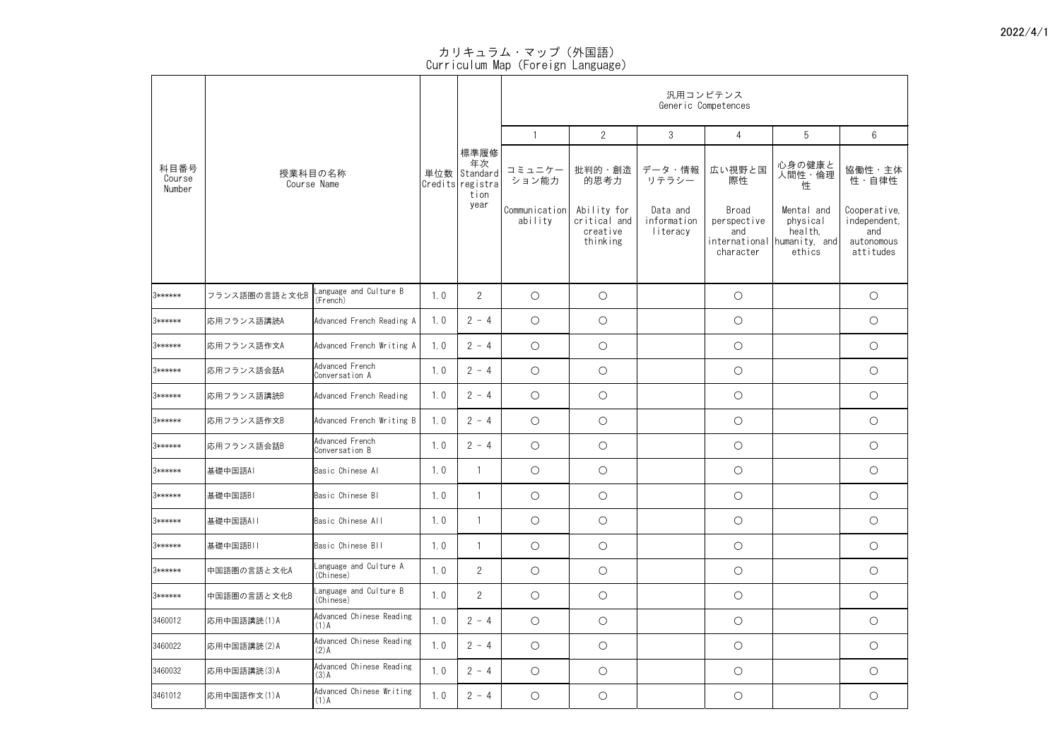2022/4/1

# カリキュラム・マップ（外国語）
Curriculum Map (Foreign Language)

| 科目番号 Course Number | 授業科目の名称 Course Name | | 単位数 Credits | 標準履修年次 Standard registration year | 汎用コンピテンス Generic Competences | | | | | |
|---|---|---|---|---|---|---|---|---|---|---|
| | | | | | 1 | 2 | 3 | 4 | 5 | 6 |
| | | | | | コミュニケーション能力 Communication ability | 批判的・創造的思考力 Ability for critical and creative thinking | データ・情報リテラシー Data and information literacy | 広い視野と国際性 Broad perspective and international character | 心身の健康と人間性・倫理性 Mental and physical health, humanity, and ethics | 協働性・主体性・自律性 Cooperative, independent, and autonomous attitudes |
| 3****** | フランス語圏の言語と文化B | Language and Culture B (French) | 1.0 | 2 | ○ | ○ | | ○ | | ○ |
| 3****** | 応用フランス語講読A | Advanced French Reading A | 1.0 | 2 - 4 | ○ | ○ | | ○ | | ○ |
| 3****** | 応用フランス語作文A | Advanced French Writing A | 1.0 | 2 - 4 | ○ | ○ | | ○ | | ○ |
| 3****** | 応用フランス語会話A | Advanced French Conversation A | 1.0 | 2 - 4 | ○ | ○ | | ○ | | ○ |
| 3****** | 応用フランス語講読B | Advanced French Reading | 1.0 | 2 - 4 | ○ | ○ | | ○ | | ○ |
| 3****** | 応用フランス語作文B | Advanced French Writing B | 1.0 | 2 - 4 | ○ | ○ | | ○ | | ○ |
| 3****** | 応用フランス語会話B | Advanced French Conversation B | 1.0 | 2 - 4 | ○ | ○ | | ○ | | ○ |
| 3****** | 基礎中国語AI | Basic Chinese AI | 1.0 | 1 | ○ | ○ | | ○ | | ○ |
| 3****** | 基礎中国語BI | Basic Chinese BI | 1.0 | 1 | ○ | ○ | | ○ | | ○ |
| 3****** | 基礎中国語AII | Basic Chinese AII | 1.0 | 1 | ○ | ○ | | ○ | | ○ |
| 3****** | 基礎中国語BII | Basic Chinese BII | 1.0 | 1 | ○ | ○ | | ○ | | ○ |
| 3****** | 中国語圏の言語と文化A | Language and Culture A (Chinese) | 1.0 | 2 | ○ | ○ | | ○ | | ○ |
| 3****** | 中国語圏の言語と文化B | Language and Culture B (Chinese) | 1.0 | 2 | ○ | ○ | | ○ | | ○ |
| 3460012 | 応用中国語講読(1)A | Advanced Chinese Reading (1)A | 1.0 | 2 - 4 | ○ | ○ | | ○ | | ○ |
| 3460022 | 応用中国語講読(2)A | Advanced Chinese Reading (2)A | 1.0 | 2 - 4 | ○ | ○ | | ○ | | ○ |
| 3460032 | 応用中国語講読(3)A | Advanced Chinese Reading (3)A | 1.0 | 2 - 4 | ○ | ○ | | ○ | | ○ |
| 3461012 | 応用中国語作文(1)A | Advanced Chinese Writing (1)A | 1.0 | 2 - 4 | ○ | ○ | | ○ | | ○ |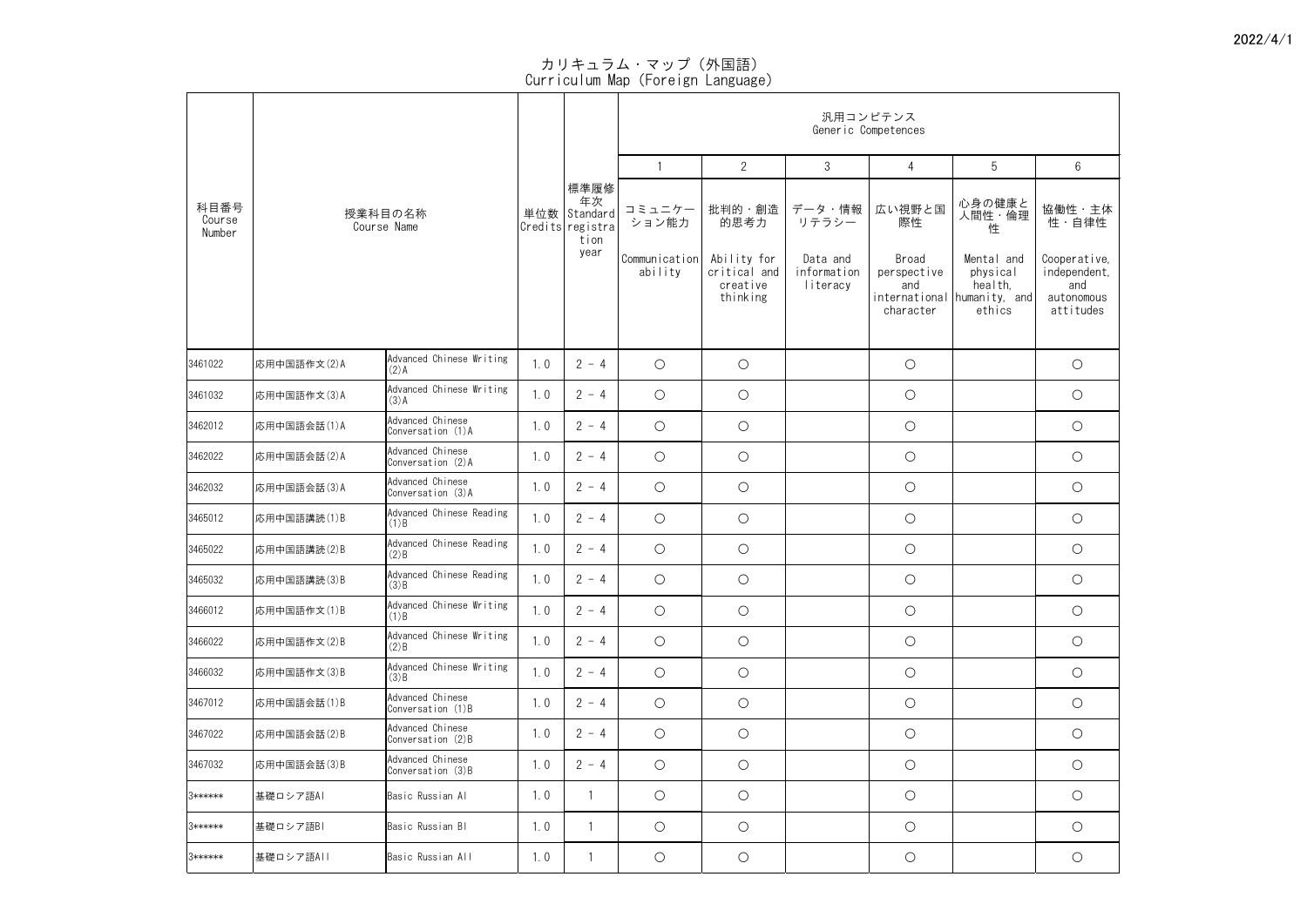2022/4/1

# カリキュラム・マップ（外国語）
Curriculum Map (Foreign Language)

| 科目番号 Course Number | 授業科目の名称 Course Name | | 単位数 Credits | 標準履修年次 Standard registration year | 汎用コンピテンス Generic Competences | | | | | |
|---|---|---|---|---|---|---|---|---|---|---|
| | | | | | 1 | 2 | 3 | 4 | 5 | 6 |
| | | | | | コミュニケーション能力 Communication ability | 批判的・創造的思考力 Ability for critical and creative thinking | データ・情報リテラシー Data and information literacy | 広い視野と国際性 Broad perspective and international character | 心身の健康と人間性・倫理性 Mental and physical health, humanity, and ethics | 協働性・主体性・自律性 Cooperative, independent, and autonomous attitudes |
| 3461022 | 応用中国語作文(2)A | Advanced Chinese Writing (2)A | 1.0 | 2 - 4 | ○ | ○ | | ○ | | ○ |
| 3461032 | 応用中国語作文(3)A | Advanced Chinese Writing (3)A | 1.0 | 2 - 4 | ○ | ○ | | ○ | | ○ |
| 3462012 | 応用中国語会話(1)A | Advanced Chinese Conversation (1)A | 1.0 | 2 - 4 | ○ | ○ | | ○ | | ○ |
| 3462022 | 応用中国語会話(2)A | Advanced Chinese Conversation (2)A | 1.0 | 2 - 4 | ○ | ○ | | ○ | | ○ |
| 3462032 | 応用中国語会話(3)A | Advanced Chinese Conversation (3)A | 1.0 | 2 - 4 | ○ | ○ | | ○ | | ○ |
| 3465012 | 応用中国語講読(1)B | Advanced Chinese Reading (1)B | 1.0 | 2 - 4 | ○ | ○ | | ○ | | ○ |
| 3465022 | 応用中国語講読(2)B | Advanced Chinese Reading (2)B | 1.0 | 2 - 4 | ○ | ○ | | ○ | | ○ |
| 3465032 | 応用中国語講読(3)B | Advanced Chinese Reading (3)B | 1.0 | 2 - 4 | ○ | ○ | | ○ | | ○ |
| 3466012 | 応用中国語作文(1)B | Advanced Chinese Writing (1)B | 1.0 | 2 - 4 | ○ | ○ | | ○ | | ○ |
| 3466022 | 応用中国語作文(2)B | Advanced Chinese Writing (2)B | 1.0 | 2 - 4 | ○ | ○ | | ○ | | ○ |
| 3466032 | 応用中国語作文(3)B | Advanced Chinese Writing (3)B | 1.0 | 2 - 4 | ○ | ○ | | ○ | | ○ |
| 3467012 | 応用中国語会話(1)B | Advanced Chinese Conversation (1)B | 1.0 | 2 - 4 | ○ | ○ | | ○ | | ○ |
| 3467022 | 応用中国語会話(2)B | Advanced Chinese Conversation (2)B | 1.0 | 2 - 4 | ○ | ○ | | ○ | | ○ |
| 3467032 | 応用中国語会話(3)B | Advanced Chinese Conversation (3)B | 1.0 | 2 - 4 | ○ | ○ | | ○ | | ○ |
| 3****** | 基礎ロシア語AI | Basic Russian AI | 1.0 | 1 | ○ | ○ | | ○ | | ○ |
| 3****** | 基礎ロシア語BI | Basic Russian BI | 1.0 | 1 | ○ | ○ | | ○ | | ○ |
| 3****** | 基礎ロシア語AII | Basic Russian AII | 1.0 | 1 | ○ | ○ | | ○ | | ○ |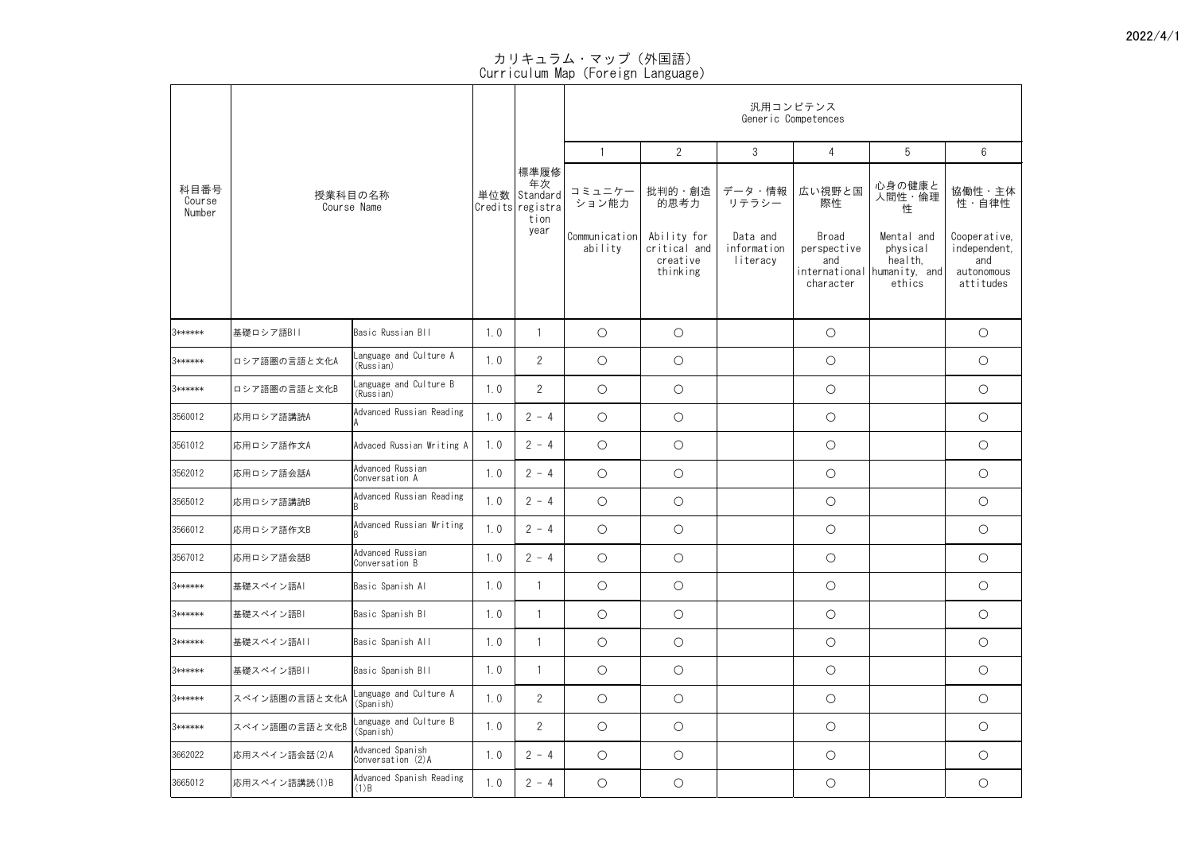2022/4/1

# カリキュラム・マップ（外国語）
Curriculum Map (Foreign Language)

| 科目番号 Course Number | 授業科目の名称 Course Name | | 単位数 Credits | 標準履修年次 Standard registration year | 汎用コンピテンス Generic Competences | | | | | |
|---|---|---|---|---|---|---|---|---|---|---|
| | | | | | 1 | 2 | 3 | 4 | 5 | 6 |
| | | | | | コミュニケーション能力 Communication ability | 批判的・創造的思考力 Ability for critical and creative thinking | データ・情報リテラシー Data and information literacy | 広い視野と国際性 Broad perspective and international character | 心身の健康と人間性・倫理性 Mental and physical health, humanity, and ethics | 協働性・主体性・自律性 Cooperative, independent, and autonomous attitudes |
| 3****** | 基礎ロシア語BII | Basic Russian BII | 1.0 | 1 | ○ | ○ | | ○ | | ○ |
| 3****** | ロシア語圏の言語と文化A | Language and Culture A (Russian) | 1.0 | 2 | ○ | ○ | | ○ | | ○ |
| 3****** | ロシア語圏の言語と文化B | Language and Culture B (Russian) | 1.0 | 2 | ○ | ○ | | ○ | | ○ |
| 3560012 | 応用ロシア語講読A | Advanced Russian Reading A | 1.0 | 2 - 4 | ○ | ○ | | ○ | | ○ |
| 3561012 | 応用ロシア語作文A | Advaced Russian Writing A | 1.0 | 2 - 4 | ○ | ○ | | ○ | | ○ |
| 3562012 | 応用ロシア語会話A | Advanced Russian Conversation A | 1.0 | 2 - 4 | ○ | ○ | | ○ | | ○ |
| 3565012 | 応用ロシア語講読B | Advanced Russian Reading B | 1.0 | 2 - 4 | ○ | ○ | | ○ | | ○ |
| 3566012 | 応用ロシア語作文B | Advanced Russian Writing B | 1.0 | 2 - 4 | ○ | ○ | | ○ | | ○ |
| 3567012 | 応用ロシア語会話B | Advanced Russian Conversation B | 1.0 | 2 - 4 | ○ | ○ | | ○ | | ○ |
| 3****** | 基礎スペイン語AI | Basic Spanish AI | 1.0 | 1 | ○ | ○ | | ○ | | ○ |
| 3****** | 基礎スペイン語BI | Basic Spanish BI | 1.0 | 1 | ○ | ○ | | ○ | | ○ |
| 3****** | 基礎スペイン語AII | Basic Spanish AII | 1.0 | 1 | ○ | ○ | | ○ | | ○ |
| 3****** | 基礎スペイン語BII | Basic Spanish BII | 1.0 | 1 | ○ | ○ | | ○ | | ○ |
| 3****** | スペイン語圏の言語と文化A | Language and Culture A (Spanish) | 1.0 | 2 | ○ | ○ | | ○ | | ○ |
| 3****** | スペイン語圏の言語と文化B | Language and Culture B (Spanish) | 1.0 | 2 | ○ | ○ | | ○ | | ○ |
| 3662022 | 応用スペイン語会話(2)A | Advanced Spanish Conversation (2)A | 1.0 | 2 - 4 | ○ | ○ | | ○ | | ○ |
| 3665012 | 応用スペイン語講読(1)B | Advanced Spanish Reading (1)B | 1.0 | 2 - 4 | ○ | ○ | | ○ | | ○ |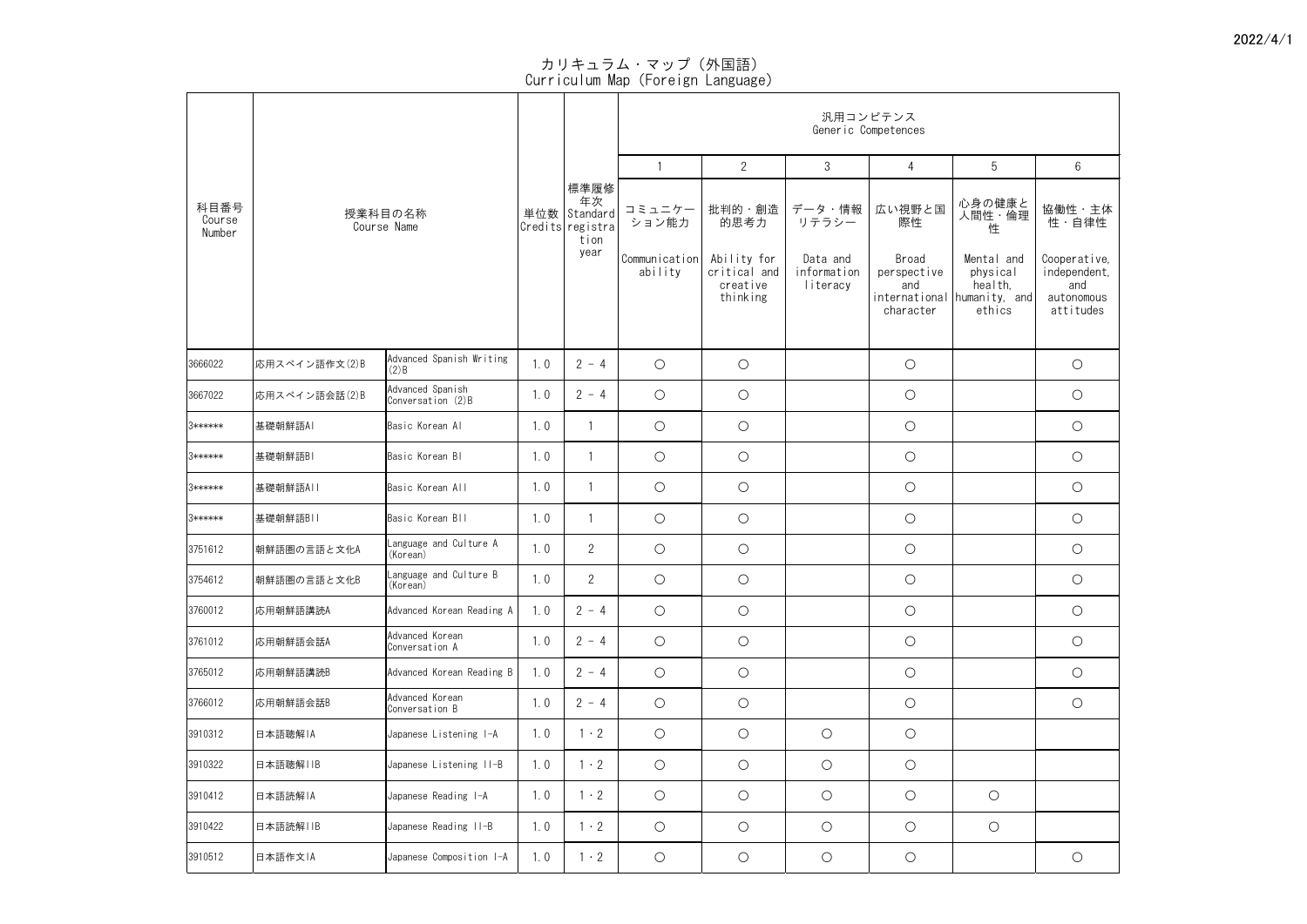2022/4/1

# カリキュラム・マップ（外国語）
# Curriculum Map (Foreign Language)

| 科目番号 Course Number | 授業科目の名称 Course Name | | 単位数 Credits | 標準履修年次 Standard registration year | 汎用コンピテンス Generic Competences | | | | | |
|---|---|---|---|---|---|---|---|---|---|---|
| | | | | | 1 | 2 | 3 | 4 | 5 | 6 |
| | | | | | コミュニケーション能力 Communication ability | 批判的・創造的思考力 Ability for critical and creative thinking | データ・情報リテラシー Data and information literacy | 広い視野と国際性 Broad perspective and international character | 心身の健康と人間性・倫理性 Mental and physical health, humanity, and ethics | 協働性・主体性・自律性 Cooperative, independent, and autonomous attitudes |
| 3666022 | 応用スペイン語作文(2)B | Advanced Spanish Writing (2)B | 1.0 | 2 - 4 | ○ | ○ | | ○ | | ○ |
| 3667022 | 応用スペイン語会話(2)B | Advanced Spanish Conversation (2)B | 1.0 | 2 - 4 | ○ | ○ | | ○ | | ○ |
| 3****** | 基礎朝鮮語AI | Basic Korean AI | 1.0 | 1 | ○ | ○ | | ○ | | ○ |
| 3****** | 基礎朝鮮語BI | Basic Korean BI | 1.0 | 1 | ○ | ○ | | ○ | | ○ |
| 3****** | 基礎朝鮮語AII | Basic Korean AII | 1.0 | 1 | ○ | ○ | | ○ | | ○ |
| 3****** | 基礎朝鮮語BII | Basic Korean BII | 1.0 | 1 | ○ | ○ | | ○ | | ○ |
| 3751612 | 朝鮮語圏の言語と文化A | Language and Culture A (Korean) | 1.0 | 2 | ○ | ○ | | ○ | | ○ |
| 3754612 | 朝鮮語圏の言語と文化B | Language and Culture B (Korean) | 1.0 | 2 | ○ | ○ | | ○ | | ○ |
| 3760012 | 応用朝鮮語講読A | Advanced Korean Reading A | 1.0 | 2 - 4 | ○ | ○ | | ○ | | ○ |
| 3761012 | 応用朝鮮語会話A | Advanced Korean Conversation A | 1.0 | 2 - 4 | ○ | ○ | | ○ | | ○ |
| 3765012 | 応用朝鮮語講読B | Advanced Korean Reading B | 1.0 | 2 - 4 | ○ | ○ | | ○ | | ○ |
| 3766012 | 応用朝鮮語会話B | Advanced Korean Conversation B | 1.0 | 2 - 4 | ○ | ○ | | ○ | | ○ |
| 3910312 | 日本語聴解IA | Japanese Listening I-A | 1.0 | 1・2 | ○ | ○ | ○ | ○ | | |
| 3910322 | 日本語聴解IIB | Japanese Listening II-B | 1.0 | 1・2 | ○ | ○ | ○ | ○ | | |
| 3910412 | 日本語読解IA | Japanese Reading I-A | 1.0 | 1・2 | ○ | ○ | ○ | ○ | ○ | |
| 3910422 | 日本語読解IIB | Japanese Reading II-B | 1.0 | 1・2 | ○ | ○ | ○ | ○ | ○ | |
| 3910512 | 日本語作文IA | Japanese Composition I-A | 1.0 | 1・2 | ○ | ○ | ○ | ○ | | ○ |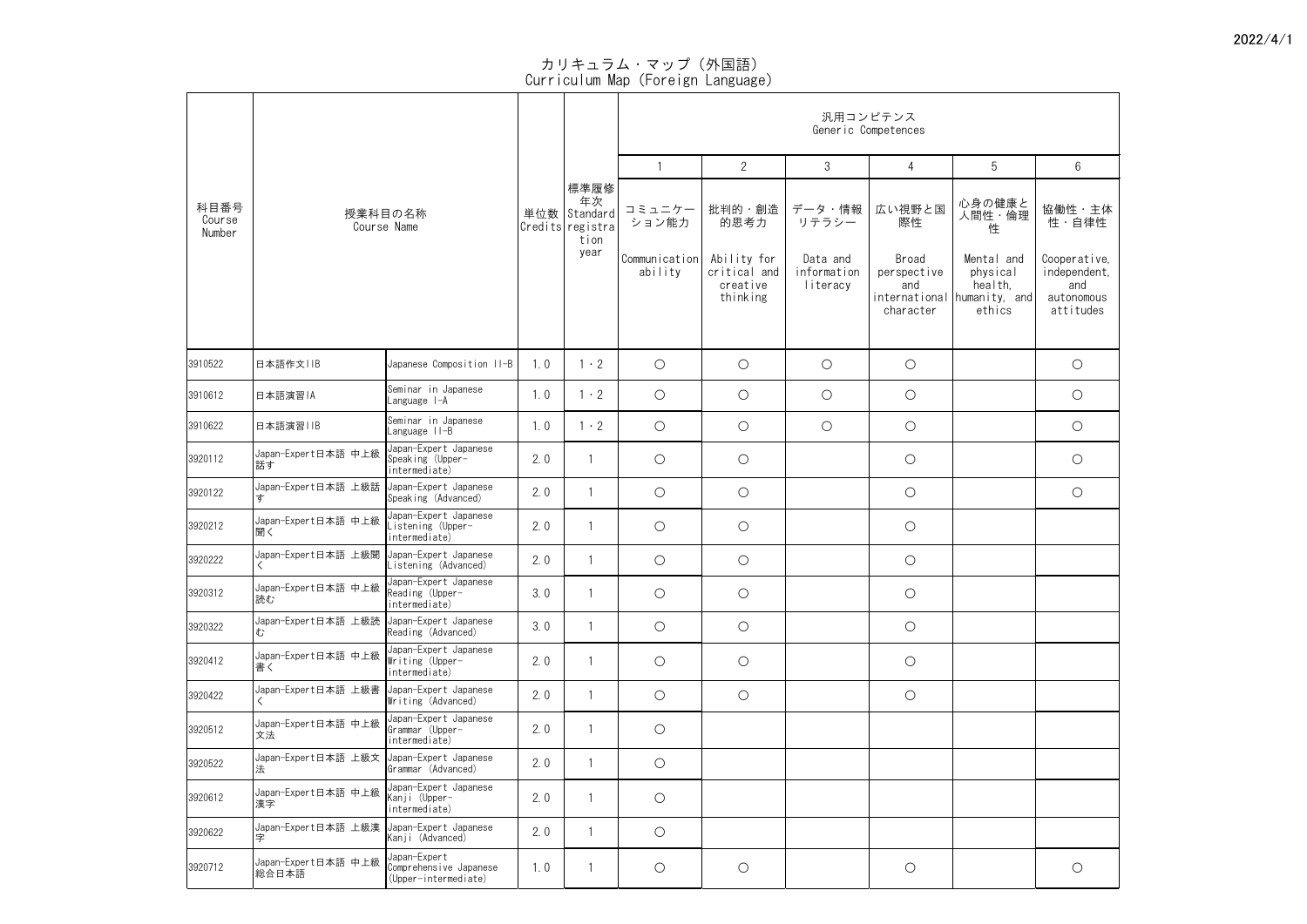2022/4/1

# カリキュラム・マップ（外国語）
Curriculum Map (Foreign Language)

| 科目番号 Course Number | 授業科目の名称 Course Name | | 単位数 Credits | 標準履修年次 Standard registration year | 汎用コンピテンス Generic Competences | | | | | |
|---|---|---|---|---|---|---|---|---|---|---|
| | | | | | 1 | 2 | 3 | 4 | 5 | 6 |
| | | | | | コミュニケーション能力 Communication ability | 批判的・創造的思考力 Ability for critical and creative thinking | データ・情報リテラシー Data and information literacy | 広い視野と国際性 Broad perspective and international character | 心身の健康と人間性・倫理性 Mental and physical health, humanity, and ethics | 協働性・主体性・自律性 Cooperative, independent, and autonomous attitudes |
| 3910522 | 日本語作文IIB | Japanese Composition II-B | 1.0 | 1・2 | ○ | ○ | ○ | ○ | | ○ |
| 3910612 | 日本語演習IA | Seminar in Japanese Language I-A | 1.0 | 1・2 | ○ | ○ | ○ | ○ | | ○ |
| 3910622 | 日本語演習IIB | Seminar in Japanese Language II-B | 1.0 | 1・2 | ○ | ○ | ○ | ○ | | ○ |
| 3920112 | Japan-Expert日本語 中上級話す | Japan-Expert Japanese Speaking (Upper-intermediate) | 2.0 | 1 | ○ | ○ | | ○ | | ○ |
| 3920122 | Japan-Expert日本語 上級話す | Japan-Expert Japanese Speaking (Advanced) | 2.0 | 1 | ○ | ○ | | ○ | | ○ |
| 3920212 | Japan-Expert日本語 中上級聞く | Japan-Expert Japanese Listening (Upper-intermediate) | 2.0 | 1 | ○ | ○ | | ○ | | |
| 3920222 | Japan-Expert日本語 上級聞く | Japan-Expert Japanese Listening (Advanced) | 2.0 | 1 | ○ | ○ | | ○ | | |
| 3920312 | Japan-Expert日本語 中上級読む | Japan-Expert Japanese Reading (Upper-intermediate) | 3.0 | 1 | ○ | ○ | | ○ | | |
| 3920322 | Japan-Expert日本語 上級読む | Japan-Expert Japanese Reading (Advanced) | 3.0 | 1 | ○ | ○ | | ○ | | |
| 3920412 | Japan-Expert日本語 中上級書く | Japan-Expert Japanese Writing (Upper-intermediate) | 2.0 | 1 | ○ | ○ | | ○ | | |
| 3920422 | Japan-Expert日本語 上級書く | Japan-Expert Japanese Writing (Advanced) | 2.0 | 1 | ○ | ○ | | ○ | | |
| 3920512 | Japan-Expert日本語 中上級文法 | Japan-Expert Japanese Grammar (Upper-intermediate) | 2.0 | 1 | ○ | | | | | |
| 3920522 | Japan-Expert日本語 上級文法 | Japan-Expert Japanese Grammar (Advanced) | 2.0 | 1 | ○ | | | | | |
| 3920612 | Japan-Expert日本語 中上級漢字 | Japan-Expert Japanese Kanji (Upper-intermediate) | 2.0 | 1 | ○ | | | | | |
| 3920622 | Japan-Expert日本語 上級漢字 | Japan-Expert Japanese Kanji (Advanced) | 2.0 | 1 | ○ | | | | | |
| 3920712 | Japan-Expert日本語 中上級総合日本語 | Japan-Expert Comprehensive Japanese (Upper-intermediate) | 1.0 | 1 | ○ | ○ | | ○ | | ○ |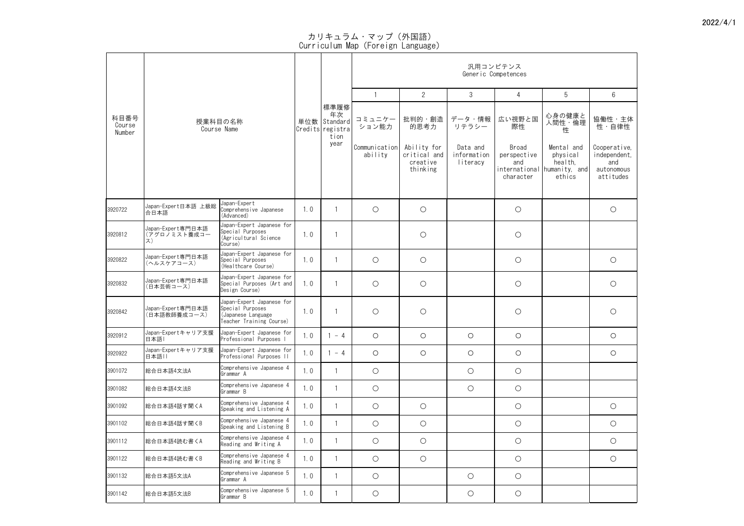2022/4/1

# カリキュラム・マップ（外国語）
# Curriculum Map (Foreign Language)

| 科目番号 Course Number | 授業科目の名称 Course Name | | 単位数 Credits | 標準履修年次 Standard registration year | 汎用コンピテンス Generic Competences | | | | | |
|---|---|---|---|---|---|---|---|---|---|---|
| | | | | | 1 | 2 | 3 | 4 | 5 | 6 |
| | | | | | コミュニケーション能力 Communication ability | 批判的・創造的思考力 Ability for critical and creative thinking | データ・情報リテラシー Data and information literacy | 広い視野と国際性 Broad perspective and international character | 心身の健康と人間性・倫理性 Mental and physical health, humanity, and ethics | 協働性・主体性・自律性 Cooperative, independent, and autonomous attitudes |
| 3920722 | Japan-Expert日本語 上級総合日本語 | Japan-Expert Comprehensive Japanese (Advanced) | 1.0 | 1 | ○ | ○ | | ○ | | ○ |
| 3920812 | Japan-Expert専門日本語（アグロノミスト養成コース） | Japan-Expert Japanese for Special Purposes (Agricultural Science Course) | 1.0 | 1 | | ○ | | ○ | | |
| 3920822 | Japan-Expert専門日本語（ヘルスケアコース） | Japan-Expert Japanese for Special Purposes (Healthcare Course) | 1.0 | 1 | ○ | ○ | | ○ | | ○ |
| 3920832 | Japan-Expert専門日本語（日本芸術コース） | Japan-Expert Japanese for Special Purposes (Art and Design Course) | 1.0 | 1 | ○ | ○ | | ○ | | ○ |
| 3920842 | Japan-Expert専門日本語（日本語教師養成コース） | Japan-Expert Japanese for Special Purposes (Japanese Language Teacher Training Course) | 1.0 | 1 | ○ | ○ | | ○ | | ○ |
| 3920912 | Japan-Expertキャリア支援日本語I | Japan-Expert Japanese for Professional Purposes I | 1.0 | 1 - 4 | ○ | ○ | ○ | ○ | | ○ |
| 3920922 | Japan-Expertキャリア支援日本語II | Japan-Expert Japanese for Professional Purposes II | 1.0 | 1 - 4 | ○ | ○ | ○ | ○ | | ○ |
| 3901072 | 総合日本語4文法A | Comprehensive Japanese 4 Grammar A | 1.0 | 1 | ○ | | ○ | ○ | | |
| 3901082 | 総合日本語4文法B | Comprehensive Japanese 4 Grammar B | 1.0 | 1 | ○ | | ○ | ○ | | |
| 3901092 | 総合日本語4話す聞くA | Comprehensive Japanese 4 Speaking and Listening A | 1.0 | 1 | ○ | ○ | | ○ | | ○ |
| 3901102 | 総合日本語4話す聞くB | Comprehensive Japanese 4 Speaking and Listening B | 1.0 | 1 | ○ | ○ | | ○ | | ○ |
| 3901112 | 総合日本語4読む書くA | Comprehensive Japanese 4 Reading and Writing A | 1.0 | 1 | ○ | ○ | | ○ | | ○ |
| 3901122 | 総合日本語4読む書くB | Comprehensive Japanese 4 Reading and Writing B | 1.0 | 1 | ○ | ○ | | ○ | | ○ |
| 3901132 | 総合日本語5文法A | Comprehensive Japanese 5 Grammar A | 1.0 | 1 | ○ | | ○ | ○ | | |
| 3901142 | 総合日本語5文法B | Comprehensive Japanese 5 Grammar B | 1.0 | 1 | ○ | | ○ | ○ | | |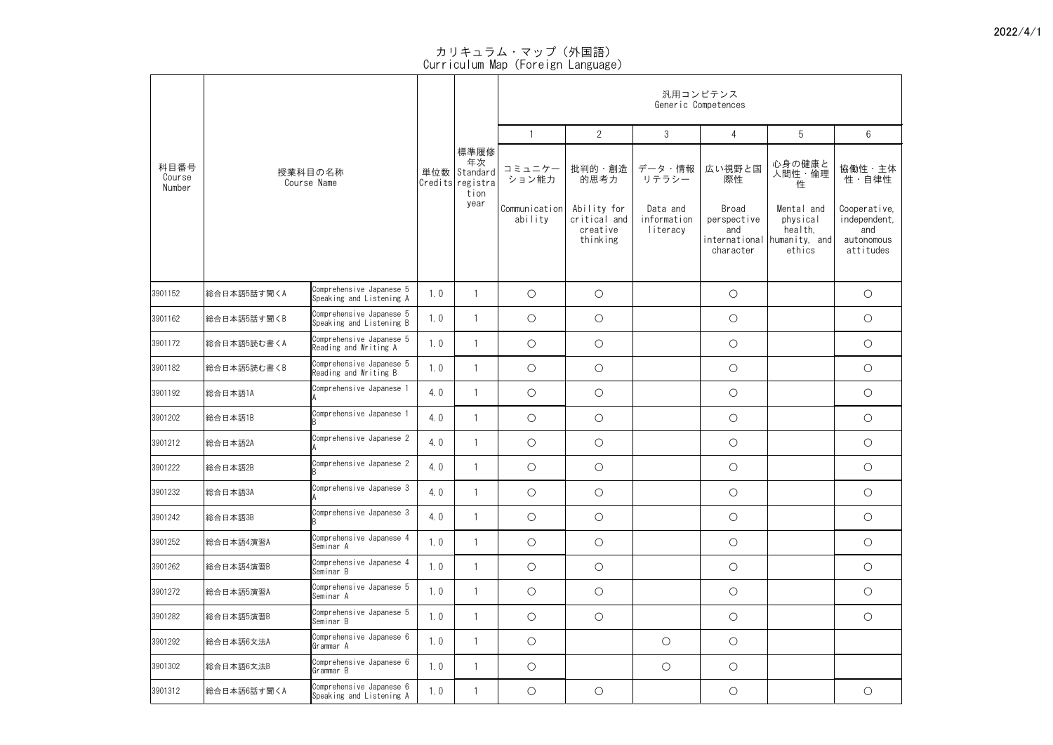# カリキュラム・マップ（外国語）
# Curriculum Map (Foreign Language)

| 科目番号 Course Number | 授業科目の名称 Course Name | | 単位数 Credits | 標準履修年次 Standard registration year | 汎用コンピテンス Generic Competences | | | | | |
|---|---|---|---|---|---|---|---|---|---|---|
| | | | | | 1 | 2 | 3 | 4 | 5 | 6 |
| | | | | | コミュニケーション能力 Communication ability | 批判的・創造的思考力 Ability for critical and creative thinking | データ・情報リテラシー Data and information literacy | 広い視野と国際性 Broad perspective and international character | 心身の健康と人間性・倫理性 Mental and physical health, humanity, and ethics | 協働性・主体性・自律性 Cooperative, independent, and autonomous attitudes |
| 3901152 | 総合日本語5話す聞くA | Comprehensive Japanese 5 Speaking and Listening A | 1.0 | 1 | ○ | ○ | | ○ | | ○ |
| 3901162 | 総合日本語5話す聞くB | Comprehensive Japanese 5 Speaking and Listening B | 1.0 | 1 | ○ | ○ | | ○ | | ○ |
| 3901172 | 総合日本語5読む書くA | Comprehensive Japanese 5 Reading and Writing A | 1.0 | 1 | ○ | ○ | | ○ | | ○ |
| 3901182 | 総合日本語5読む書くB | Comprehensive Japanese 5 Reading and Writing B | 1.0 | 1 | ○ | ○ | | ○ | | ○ |
| 3901192 | 総合日本語1A | Comprehensive Japanese 1 A | 4.0 | 1 | ○ | ○ | | ○ | | ○ |
| 3901202 | 総合日本語1B | Comprehensive Japanese 1 B | 4.0 | 1 | ○ | ○ | | ○ | | ○ |
| 3901212 | 総合日本語2A | Comprehensive Japanese 2 A | 4.0 | 1 | ○ | ○ | | ○ | | ○ |
| 3901222 | 総合日本語2B | Comprehensive Japanese 2 B | 4.0 | 1 | ○ | ○ | | ○ | | ○ |
| 3901232 | 総合日本語3A | Comprehensive Japanese 3 A | 4.0 | 1 | ○ | ○ | | ○ | | ○ |
| 3901242 | 総合日本語3B | Comprehensive Japanese 3 B | 4.0 | 1 | ○ | ○ | | ○ | | ○ |
| 3901252 | 総合日本語4演習A | Comprehensive Japanese 4 Seminar A | 1.0 | 1 | ○ | ○ | | ○ | | ○ |
| 3901262 | 総合日本語4演習B | Comprehensive Japanese 4 Seminar B | 1.0 | 1 | ○ | ○ | | ○ | | ○ |
| 3901272 | 総合日本語5演習A | Comprehensive Japanese 5 Seminar A | 1.0 | 1 | ○ | ○ | | ○ | | ○ |
| 3901282 | 総合日本語5演習B | Comprehensive Japanese 5 Seminar B | 1.0 | 1 | ○ | ○ | | ○ | | ○ |
| 3901292 | 総合日本語6文法A | Comprehensive Japanese 6 Grammar A | 1.0 | 1 | ○ | | ○ | ○ | | |
| 3901302 | 総合日本語6文法B | Comprehensive Japanese 6 Grammar B | 1.0 | 1 | ○ | | ○ | ○ | | |
| 3901312 | 総合日本語6話す聞くA | Comprehensive Japanese 6 Speaking and Listening A | 1.0 | 1 | ○ | ○ | | ○ | | ○ |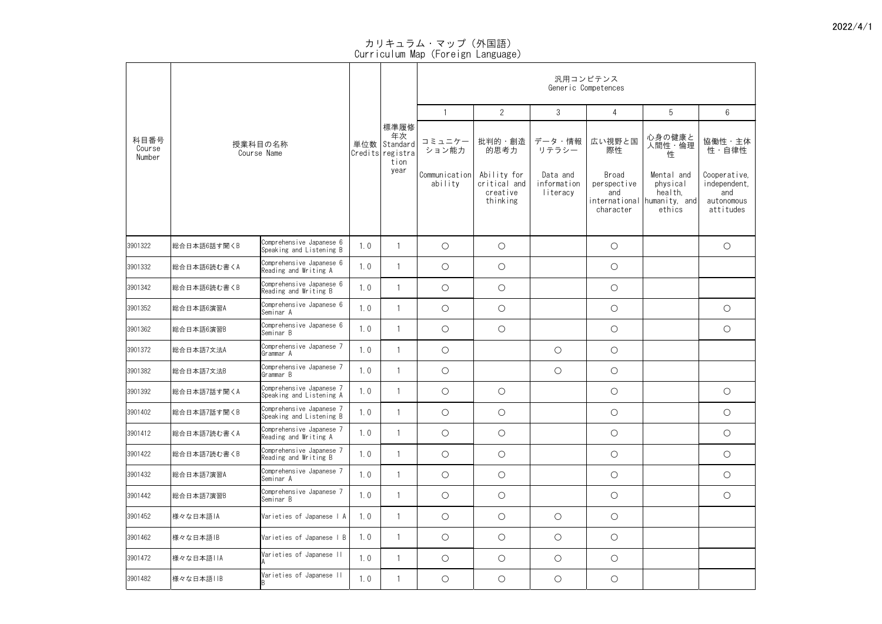2022/4/1

# カリキュラム・マップ（外国語）
# Curriculum Map (Foreign Language)

| 科目番号 Course Number | 授業科目の名称 Course Name | | 単位数 Credits | 標準履修年次 Standard registration year | 汎用コンピテンス Generic Competences | | | | | |
|---|---|---|---|---|---|---|---|---|---|---|
| | | | | | 1 | 2 | 3 | 4 | 5 | 6 |
| | | | | | コミュニケーション能力 Communication ability | 批判的・創造的思考力 Ability for critical and creative thinking | データ・情報リテラシー Data and information literacy | 広い視野と国際性 Broad perspective and international character | 心身の健康と人間性・倫理性 Mental and physical health, humanity, and ethics | 協働性・主体性・自律性 Cooperative, independent, and autonomous attitudes |
| 3901322 | 総合日本語6話す聞くB | Comprehensive Japanese 6 Speaking and Listening B | 1.0 | 1 | ○ | ○ | | ○ | | ○ |
| 3901332 | 総合日本語6読む書くA | Comprehensive Japanese 6 Reading and Writing A | 1.0 | 1 | ○ | ○ | | ○ | | |
| 3901342 | 総合日本語6読む書くB | Comprehensive Japanese 6 Reading and Writing B | 1.0 | 1 | ○ | ○ | | ○ | | |
| 3901352 | 総合日本語6演習A | Comprehensive Japanese 6 Seminar A | 1.0 | 1 | ○ | ○ | | ○ | | ○ |
| 3901362 | 総合日本語6演習B | Comprehensive Japanese 6 Seminar B | 1.0 | 1 | ○ | ○ | | ○ | | ○ |
| 3901372 | 総合日本語7文法A | Comprehensive Japanese 7 Grammar A | 1.0 | 1 | ○ | | ○ | ○ | | |
| 3901382 | 総合日本語7文法B | Comprehensive Japanese 7 Grammar B | 1.0 | 1 | ○ | | ○ | ○ | | |
| 3901392 | 総合日本語7話す聞くA | Comprehensive Japanese 7 Speaking and Listening A | 1.0 | 1 | ○ | ○ | | ○ | | ○ |
| 3901402 | 総合日本語7話す聞くB | Comprehensive Japanese 7 Speaking and Listening B | 1.0 | 1 | ○ | ○ | | ○ | | ○ |
| 3901412 | 総合日本語7読む書くA | Comprehensive Japanese 7 Reading and Writing A | 1.0 | 1 | ○ | ○ | | ○ | | ○ |
| 3901422 | 総合日本語7読む書くB | Comprehensive Japanese 7 Reading and Writing B | 1.0 | 1 | ○ | ○ | | ○ | | ○ |
| 3901432 | 総合日本語7演習A | Comprehensive Japanese 7 Seminar A | 1.0 | 1 | ○ | ○ | | ○ | | ○ |
| 3901442 | 総合日本語7演習B | Comprehensive Japanese 7 Seminar B | 1.0 | 1 | ○ | ○ | | ○ | | ○ |
| 3901452 | 様々な日本語IA | Varieties of Japanese I A | 1.0 | 1 | ○ | ○ | ○ | ○ | | |
| 3901462 | 様々な日本語IB | Varieties of Japanese I B | 1.0 | 1 | ○ | ○ | ○ | ○ | | |
| 3901472 | 様々な日本語IIA | Varieties of Japanese II A | 1.0 | 1 | ○ | ○ | ○ | ○ | | |
| 3901482 | 様々な日本語IIB | Varieties of Japanese II B | 1.0 | 1 | ○ | ○ | ○ | ○ | | |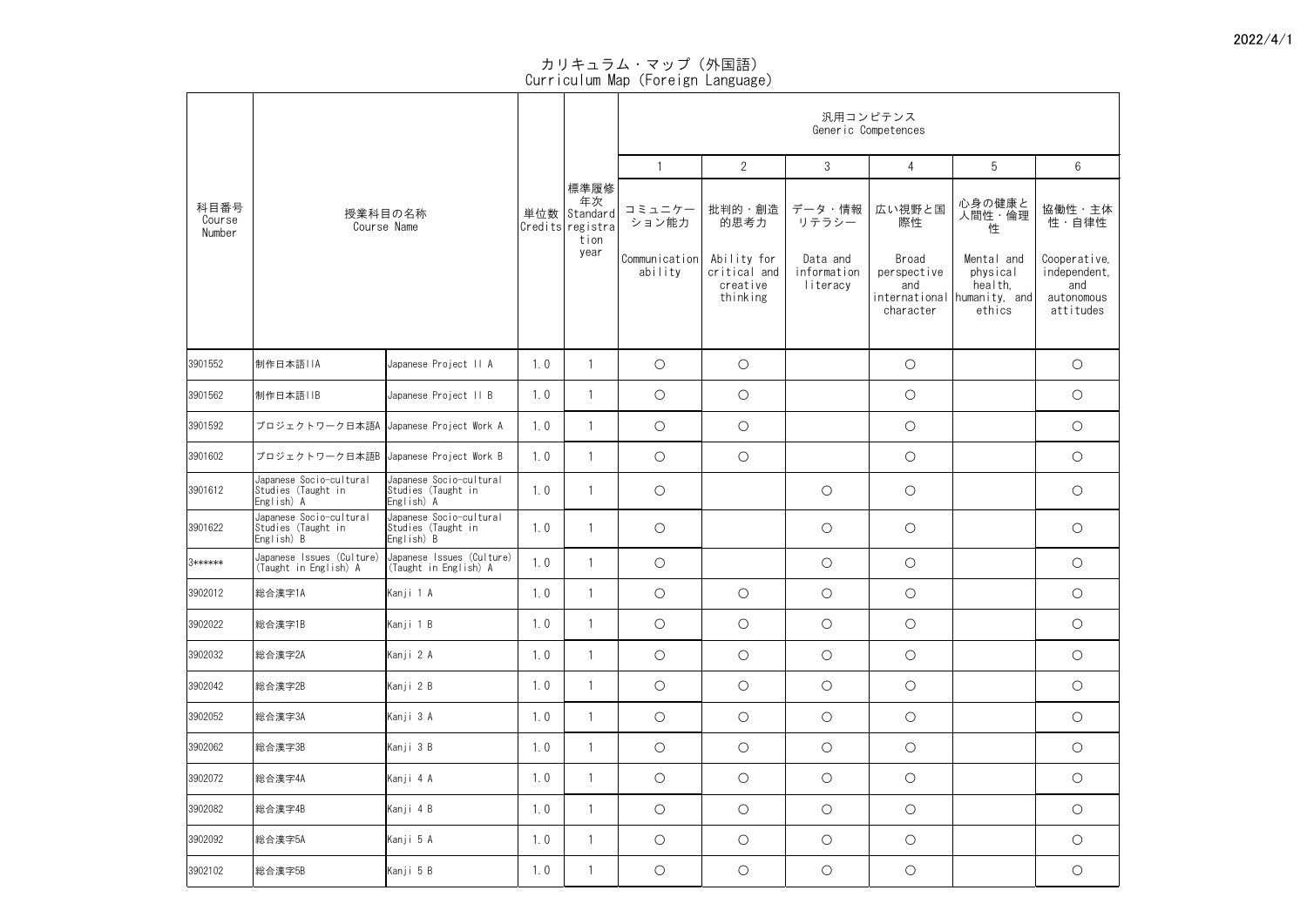2022/4/1

# カリキュラム・マップ（外国語）
Curriculum Map (Foreign Language)

| 科目番号 Course Number | 授業科目の名称 Course Name | | 単位数 Credits | 標準履修年次 Standard registration year | 汎用コンピテンス Generic Competences | | | | | |
|---|---|---|---|---|---|---|---|---|---|---|
| | | | | | 1 | 2 | 3 | 4 | 5 | 6 |
| | | | | | コミュニケーション能力 Communication ability | 批判的・創造的思考力 Ability for critical and creative thinking | データ・情報リテラシー Data and information literacy | 広い視野と国際性 Broad perspective and international character | 心身の健康と人間性・倫理性 Mental and physical health, humanity, and ethics | 協働性・主体性・自律性 Cooperative, independent, and autonomous attitudes |
| 3901552 | 制作日本語IIA | Japanese Project II A | 1.0 | 1 | ○ | ○ | | ○ | | ○ |
| 3901562 | 制作日本語IIB | Japanese Project II B | 1.0 | 1 | ○ | ○ | | ○ | | ○ |
| 3901592 | プロジェクトワーク日本語A | Japanese Project Work A | 1.0 | 1 | ○ | ○ | | ○ | | ○ |
| 3901602 | プロジェクトワーク日本語B | Japanese Project Work B | 1.0 | 1 | ○ | ○ | | ○ | | ○ |
| 3901612 | Japanese Socio-cultural Studies (Taught in English) A | Japanese Socio-cultural Studies (Taught in English) A | 1.0 | 1 | ○ | | ○ | ○ | | ○ |
| 3901622 | Japanese Socio-cultural Studies (Taught in English) B | Japanese Socio-cultural Studies (Taught in English) B | 1.0 | 1 | ○ | | ○ | ○ | | ○ |
| 3****** | Japanese Issues (Culture) (Taught in English) A | Japanese Issues (Culture) (Taught in English) A | 1.0 | 1 | ○ | | ○ | ○ | | ○ |
| 3902012 | 総合漢字1A | Kanji 1 A | 1.0 | 1 | ○ | ○ | ○ | ○ | | ○ |
| 3902022 | 総合漢字1B | Kanji 1 B | 1.0 | 1 | ○ | ○ | ○ | ○ | | ○ |
| 3902032 | 総合漢字2A | Kanji 2 A | 1.0 | 1 | ○ | ○ | ○ | ○ | | ○ |
| 3902042 | 総合漢字2B | Kanji 2 B | 1.0 | 1 | ○ | ○ | ○ | ○ | | ○ |
| 3902052 | 総合漢字3A | Kanji 3 A | 1.0 | 1 | ○ | ○ | ○ | ○ | | ○ |
| 3902062 | 総合漢字3B | Kanji 3 B | 1.0 | 1 | ○ | ○ | ○ | ○ | | ○ |
| 3902072 | 総合漢字4A | Kanji 4 A | 1.0 | 1 | ○ | ○ | ○ | ○ | | ○ |
| 3902082 | 総合漢字4B | Kanji 4 B | 1.0 | 1 | ○ | ○ | ○ | ○ | | ○ |
| 3902092 | 総合漢字5A | Kanji 5 A | 1.0 | 1 | ○ | ○ | ○ | ○ | | ○ |
| 3902102 | 総合漢字5B | Kanji 5 B | 1.0 | 1 | ○ | ○ | ○ | ○ | | ○ |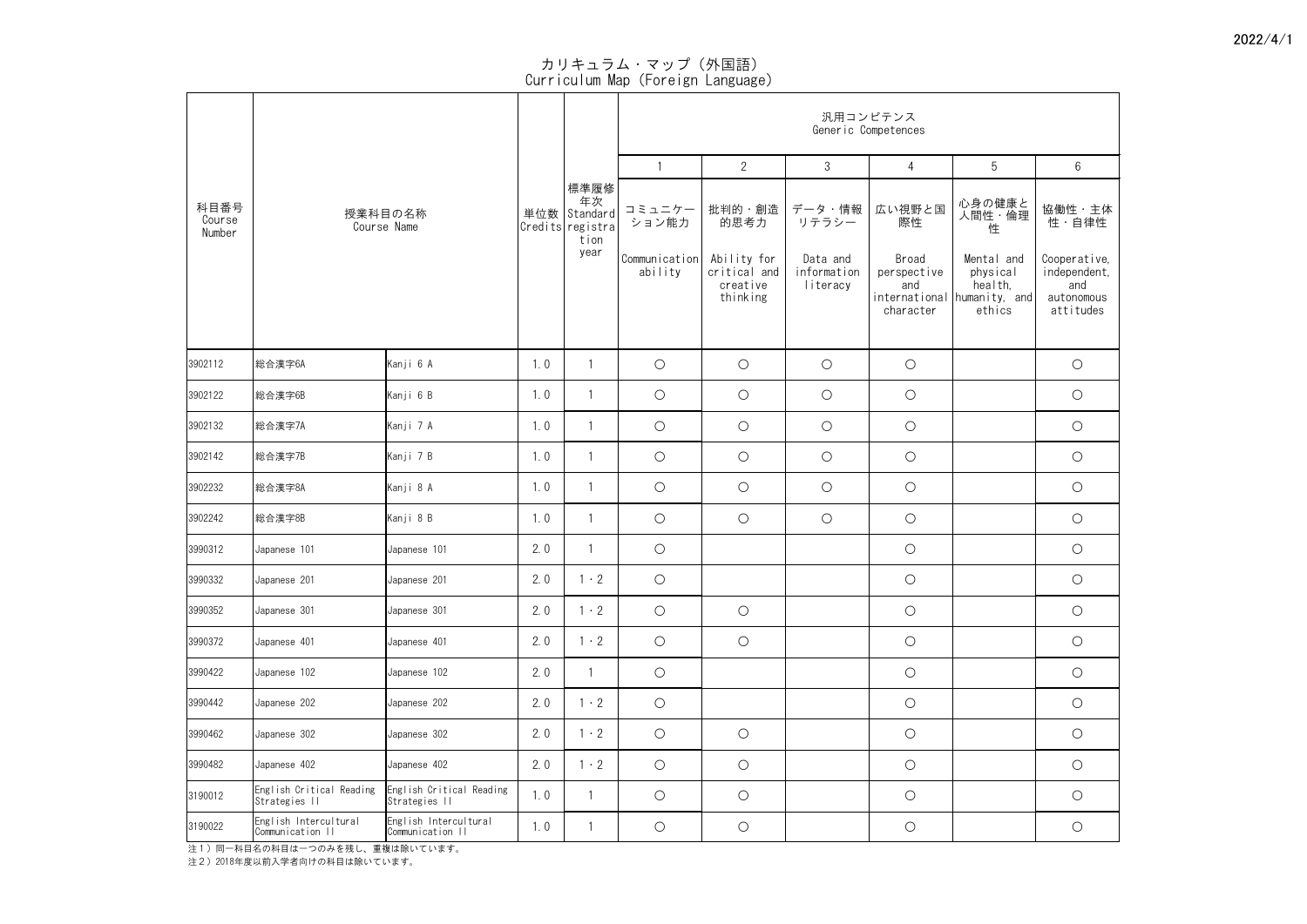2022/4/1

# カリキュラム・マップ（外国語）
Curriculum Map (Foreign Language)

| 科目番号 Course Number | 授業科目の名称 Course Name | | 単位数 Credits | 標準履修年次 Standard registration year | 汎用コンピテンス Generic Competences | | | | | |
|---|---|---|---|---|---|---|---|---|---|---|
| | | | | | 1 | 2 | 3 | 4 | 5 | 6 |
| | | | | | コミュニケーション能力 Communication ability | 批判的・創造的思考力 Ability for critical and creative thinking | データ・情報リテラシー Data and information literacy | 広い視野と国際性 Broad perspective and international character | 心身の健康と人間性・倫理性 Mental and physical health, humanity, and ethics | 協働性・主体性・自律性 Cooperative, independent, and autonomous attitudes |
| 3902112 | 総合漢字6A | Kanji 6 A | 1.0 | 1 | ○ | ○ | ○ | ○ | | ○ |
| 3902122 | 総合漢字6B | Kanji 6 B | 1.0 | 1 | ○ | ○ | ○ | ○ | | ○ |
| 3902132 | 総合漢字7A | Kanji 7 A | 1.0 | 1 | ○ | ○ | ○ | ○ | | ○ |
| 3902142 | 総合漢字7B | Kanji 7 B | 1.0 | 1 | ○ | ○ | ○ | ○ | | ○ |
| 3902232 | 総合漢字8A | Kanji 8 A | 1.0 | 1 | ○ | ○ | ○ | ○ | | ○ |
| 3902242 | 総合漢字8B | Kanji 8 B | 1.0 | 1 | ○ | ○ | ○ | ○ | | ○ |
| 3990312 | Japanese 101 | Japanese 101 | 2.0 | 1 | ○ | | | ○ | | ○ |
| 3990332 | Japanese 201 | Japanese 201 | 2.0 | 1・2 | ○ | | | ○ | | ○ |
| 3990352 | Japanese 301 | Japanese 301 | 2.0 | 1・2 | ○ | ○ | | ○ | | ○ |
| 3990372 | Japanese 401 | Japanese 401 | 2.0 | 1・2 | ○ | ○ | | ○ | | ○ |
| 3990422 | Japanese 102 | Japanese 102 | 2.0 | 1 | ○ | | | ○ | | ○ |
| 3990442 | Japanese 202 | Japanese 202 | 2.0 | 1・2 | ○ | | | ○ | | ○ |
| 3990462 | Japanese 302 | Japanese 302 | 2.0 | 1・2 | ○ | ○ | | ○ | | ○ |
| 3990482 | Japanese 402 | Japanese 402 | 2.0 | 1・2 | ○ | ○ | | ○ | | ○ |
| 3190012 | English Critical Reading Strategies II | English Critical Reading Strategies II | 1.0 | 1 | ○ | ○ | | ○ | | ○ |
| 3190022 | English Intercultural Communication II | English Intercultural Communication II | 1.0 | 1 | ○ | ○ | | ○ | | ○ |

注1）同一科目名の科目は一つのみを残し、重複は除いています。
注2）2018年度以前入学者向けの科目は除いています。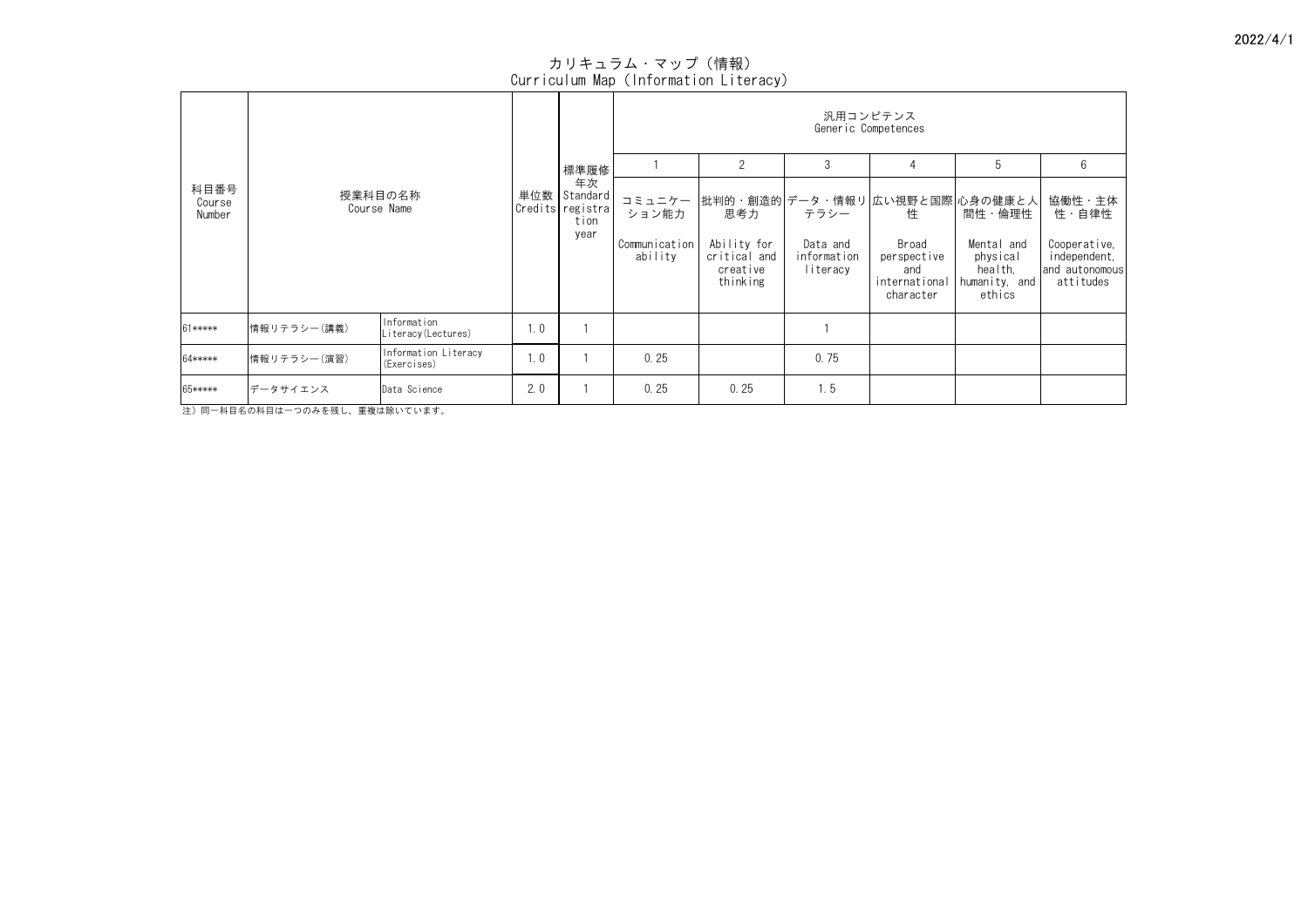# カリキュラム・マップ（情報）
## Curriculum Map (Information Literacy)

| 科目番号 Course Number | 授業科目の名称 Course Name | | 単位数 Credits | 標準履修年次 Standard registration year | 汎用コンピテンス Generic Competences | | | | | |
|---|---|---|---|---|---|---|---|---|---|---|
| | | | | | 1 | 2 | 3 | 4 | 5 | 6 |
| | | | | | コミュニケーション能力 Communication ability | 批判的・創造的思考力 Ability for critical and creative thinking | データ・情報リテラシー Data and information literacy | 広い視野と国際性 Broad perspective and international character | 心身の健康と人間性・倫理性 Mental and physical health, humanity, and ethics | 協働性・主体性・自律性 Cooperative, independent, and autonomous attitudes |
| 61***** | 情報リテラシー(講義) | Information Literacy(Lectures) | 1.0 | 1 | | | 1 | | | |
| 64***** | 情報リテラシー(演習) | Information Literacy (Exercises) | 1.0 | 1 | 0.25 | | 0.75 | | | |
| 65***** | データサイエンス | Data Science | 2.0 | 1 | 0.25 | 0.25 | 1.5 | | | |

注）同一科目名の科目は一つのみを残し、重複は除いています。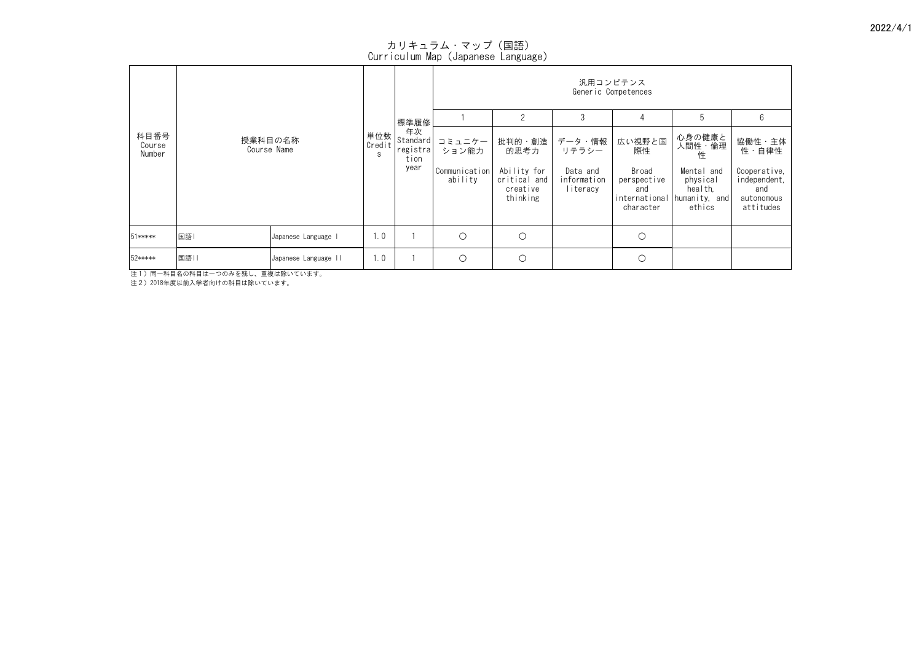2022/4/1

# カリキュラム・マップ（国語）
# Curriculum Map (Japanese Language)

| 科目番号 Course Number | 授業科目の名称 Course Name | | 単位数 Credits | 標準履修年次 Standard registration year | 汎用コンピテンス Generic Competences | | | | | |
|---|---|---|---|---|---|---|---|---|---|---|
| | | | | | 1 | 2 | 3 | 4 | 5 | 6 |
| | | | | | コミュニケーション能力 Communication ability | 批判的・創造的思考力 Ability for critical and creative thinking | データ・情報リテラシー Data and information literacy | 広い視野と国際性 Broad perspective and international character | 心身の健康と人間性・倫理性 Mental and physical health, humanity, and ethics | 協働性・主体性・自律性 Cooperative, independent, and autonomous attitudes |
| 51***** | 国語I | Japanese Language I | 1.0 | 1 | ○ | ○ | | ○ | | |
| 52***** | 国語II | Japanese Language II | 1.0 | 1 | ○ | ○ | | ○ | | |

注１）同一科目名の科目は一つのみを残し、重複は除いています。
注２）2018年度以前入学者向けの科目は除いています。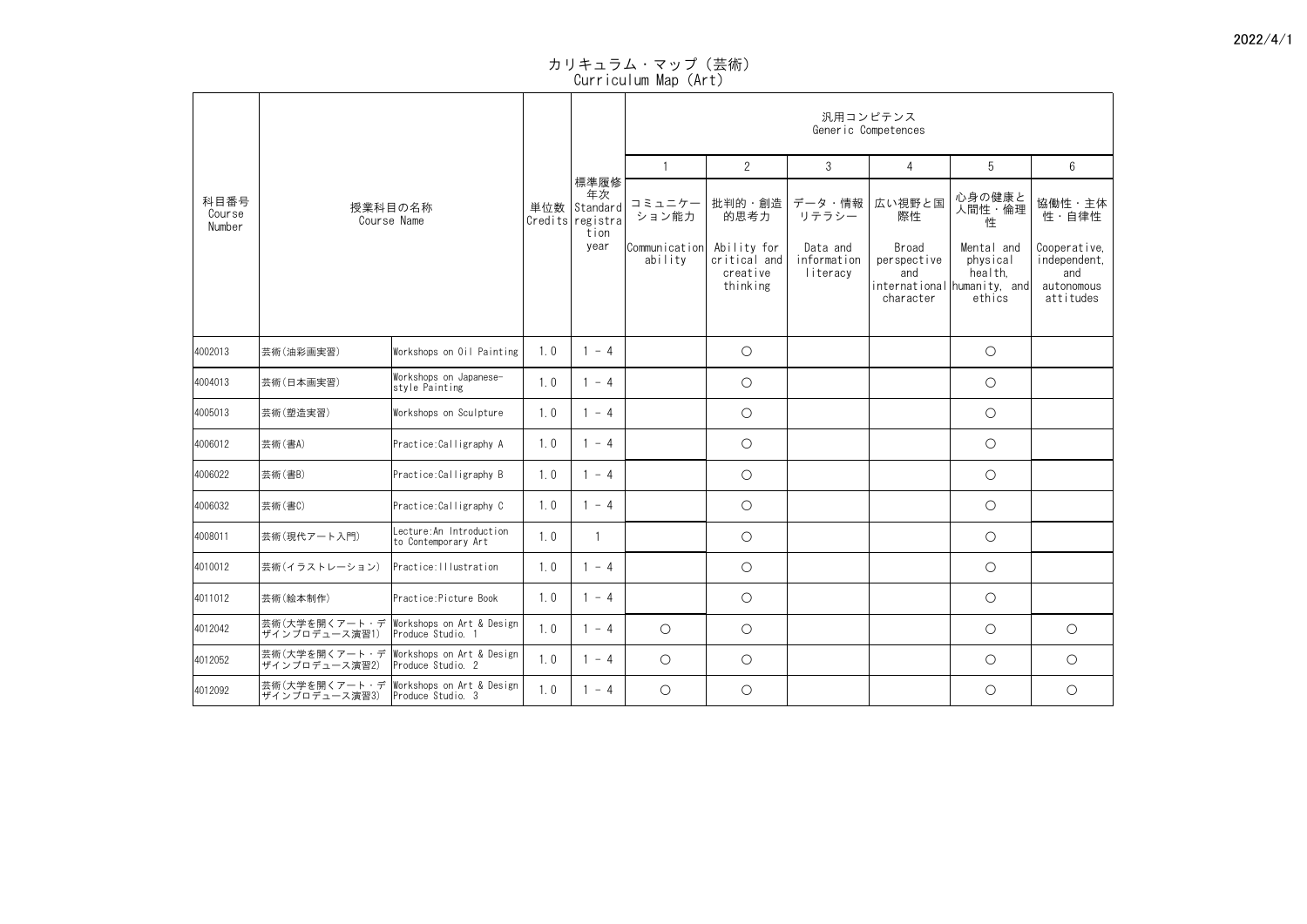# カリキュラム・マップ（芸術）
# Curriculum Map (Art)

| 科目番号 Course Number | 授業科目の名称 Course Name | | 単位数 Credits | 標準履修年次 Standard registration year | 汎用コンピテンス Generic Competences | | | | | |
|---|---|---|---|---|---|---|---|---|---|---|
| | | | | | 1 | 2 | 3 | 4 | 5 | 6 |
| | | | | | コミュニケーション能力 Communication ability | 批判的・創造的思考力 Ability for critical and creative thinking | データ・情報リテラシー Data and information literacy | 広い視野と国際性 Broad perspective and international character | 心身の健康と人間性・倫理性 Mental and physical health, humanity, and ethics | 協働性・主体性・自律性 Cooperative, independent, and autonomous attitudes |
| 4002013 | 芸術(油彩画実習) | Workshops on Oil Painting | 1.0 | 1 - 4 | | ○ | | | ○ | |
| 4004013 | 芸術(日本画実習) | Workshops on Japanese-style Painting | 1.0 | 1 - 4 | | ○ | | | ○ | |
| 4005013 | 芸術(塑造実習) | Workshops on Sculpture | 1.0 | 1 - 4 | | ○ | | | ○ | |
| 4006012 | 芸術(書A) | Practice:Calligraphy A | 1.0 | 1 - 4 | | ○ | | | ○ | |
| 4006022 | 芸術(書B) | Practice:Calligraphy B | 1.0 | 1 - 4 | | ○ | | | ○ | |
| 4006032 | 芸術(書C) | Practice:Calligraphy C | 1.0 | 1 - 4 | | ○ | | | ○ | |
| 4008011 | 芸術(現代アート入門) | Lecture:An Introduction to Contemporary Art | 1.0 | 1 | | ○ | | | ○ | |
| 4010012 | 芸術(イラストレーション) | Practice:Illustration | 1.0 | 1 - 4 | | ○ | | | ○ | |
| 4011012 | 芸術(絵本制作) | Practice:Picture Book | 1.0 | 1 - 4 | | ○ | | | ○ | |
| 4012042 | 芸術(大学を開くアート・デザインプロデュース演習1) | Workshops on Art & Design Produce Studio. 1 | 1.0 | 1 - 4 | ○ | ○ | | | ○ | ○ |
| 4012052 | 芸術(大学を開くアート・デザインプロデュース演習2) | Workshops on Art & Design Produce Studio. 2 | 1.0 | 1 - 4 | ○ | ○ | | | ○ | ○ |
| 4012092 | 芸術(大学を開くアート・デザインプロデュース演習3) | Workshops on Art & Design Produce Studio. 3 | 1.0 | 1 - 4 | ○ | ○ | | | ○ | ○ |